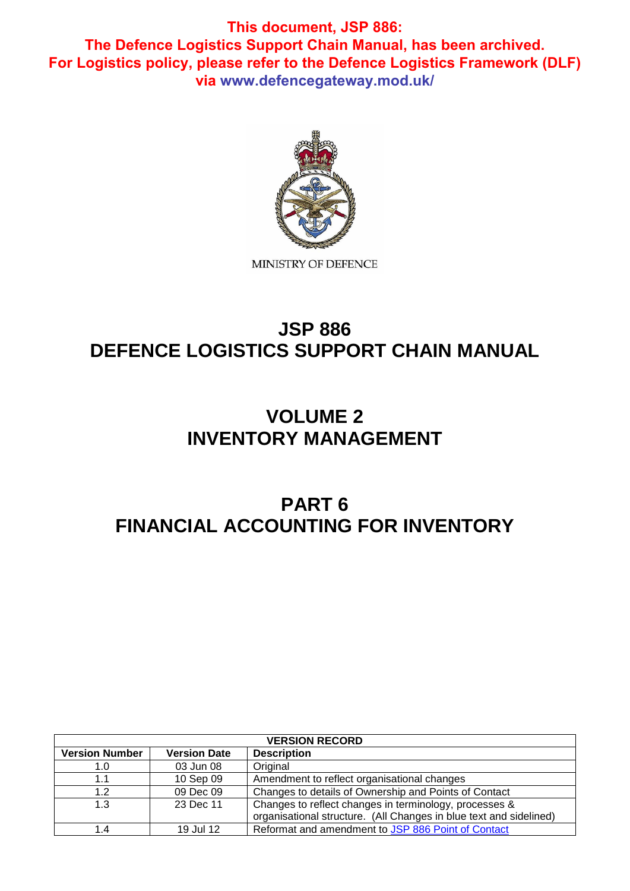**This document, JSP 886: The Defence Logistics Support Chain Manual, has been archived. For Logistics policy, please refer to the Defence Logistics Framework (DLF) via www.defencegateway.mod.uk/**

MINISTRY OF DEFENCE

# JSP 886
# DEFENCE LOGISTICS SUPPORT CHAIN MANUAL

## VOLUME 2
## INVENTORY MANAGEMENT

## PART 6
## FINANCIAL ACCOUNTING FOR INVENTORY

| VERSION RECORD | | |
|---|---|---|
| **Version Number** | **Version Date** | **Description** |
| 1.0 | 03 Jun 08 | Original |
| 1.1 | 10 Sep 09 | Amendment to reflect organisational changes |
| 1.2 | 09 Dec 09 | Changes to details of Ownership and Points of Contact |
| 1.3 | 23 Dec 11 | Changes to reflect changes in terminology, processes & organisational structure. (All Changes in blue text and sidelined) |
| 1.4 | 19 Jul 12 | Reformat and amendment to JSP 886 Point of Contact |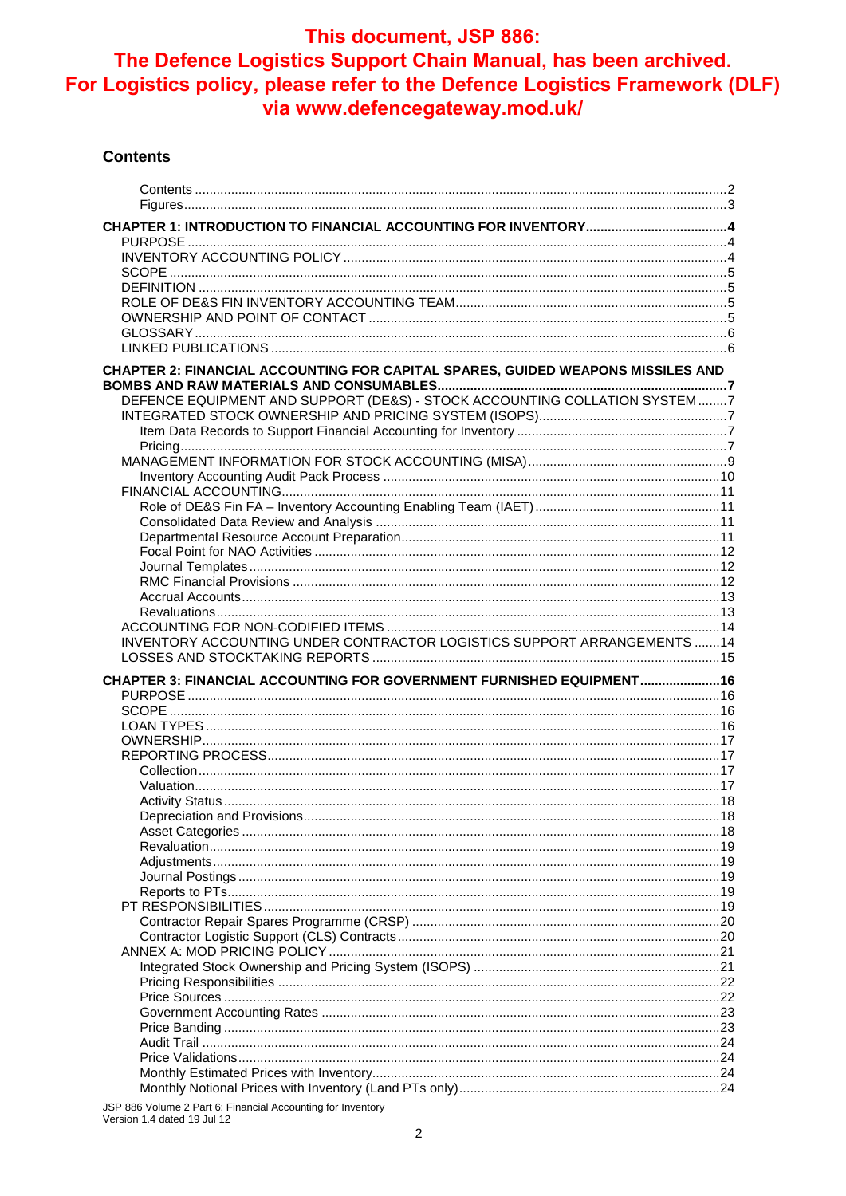**This document, JSP 886: The Defence Logistics Support Chain Manual, has been archived. For Logistics policy, please refer to the Defence Logistics Framework (DLF) via www.defencegateway.mod.uk/**

## Contents

- Contents ..... 2
- Figures ..... 3

**CHAPTER 1: INTRODUCTION TO FINANCIAL ACCOUNTING FOR INVENTORY ..... 4**
- PURPOSE ..... 4
- INVENTORY ACCOUNTING POLICY ..... 4
- SCOPE ..... 5
- DEFINITION ..... 5
- ROLE OF DE&S FIN INVENTORY ACCOUNTING TEAM ..... 5
- OWNERSHIP AND POINT OF CONTACT ..... 5
- GLOSSARY ..... 6
- LINKED PUBLICATIONS ..... 6

**CHAPTER 2: FINANCIAL ACCOUNTING FOR CAPITAL SPARES, GUIDED WEAPONS MISSILES AND BOMBS AND RAW MATERIALS AND CONSUMABLES ..... 7**
- DEFENCE EQUIPMENT AND SUPPORT (DE&S) - STOCK ACCOUNTING COLLATION SYSTEM ..... 7
- INTEGRATED STOCK OWNERSHIP AND PRICING SYSTEM (ISOPS) ..... 7
  - Item Data Records to Support Financial Accounting for Inventory ..... 7
  - Pricing ..... 7
- MANAGEMENT INFORMATION FOR STOCK ACCOUNTING (MISA) ..... 9
  - Inventory Accounting Audit Pack Process ..... 10
- FINANCIAL ACCOUNTING ..... 11
  - Role of DE&S Fin FA – Inventory Accounting Enabling Team (IAET) ..... 11
  - Consolidated Data Review and Analysis ..... 11
  - Departmental Resource Account Preparation ..... 11
  - Focal Point for NAO Activities ..... 12
  - Journal Templates ..... 12
  - RMC Financial Provisions ..... 12
  - Accrual Accounts ..... 13
  - Revaluations ..... 13
- ACCOUNTING FOR NON-CODIFIED ITEMS ..... 14
- INVENTORY ACCOUNTING UNDER CONTRACTOR LOGISTICS SUPPORT ARRANGEMENTS ..... 14
- LOSSES AND STOCKTAKING REPORTS ..... 15

**CHAPTER 3: FINANCIAL ACCOUNTING FOR GOVERNMENT FURNISHED EQUIPMENT ..... 16**
- PURPOSE ..... 16
- SCOPE ..... 16
- LOAN TYPES ..... 16
- OWNERSHIP ..... 17
- REPORTING PROCESS ..... 17
  - Collection ..... 17
  - Valuation ..... 17
  - Activity Status ..... 18
  - Depreciation and Provisions ..... 18
  - Asset Categories ..... 18
  - Revaluation ..... 19
  - Adjustments ..... 19
  - Journal Postings ..... 19
  - Reports to PTs ..... 19
- PT RESPONSIBILITIES ..... 19
  - Contractor Repair Spares Programme (CRSP) ..... 20
  - Contractor Logistic Support (CLS) Contracts ..... 20
- ANNEX A: MOD PRICING POLICY ..... 21
  - Integrated Stock Ownership and Pricing System (ISOPS) ..... 21
  - Pricing Responsibilities ..... 22
  - Price Sources ..... 22
  - Government Accounting Rates ..... 23
  - Price Banding ..... 23
  - Audit Trail ..... 24
  - Price Validations ..... 24
  - Monthly Estimated Prices with Inventory ..... 24
  - Monthly Notional Prices with Inventory (Land PTs only) ..... 24

JSP 886 Volume 2 Part 6: Financial Accounting for Inventory
Version 1.4 dated 19 Jul 12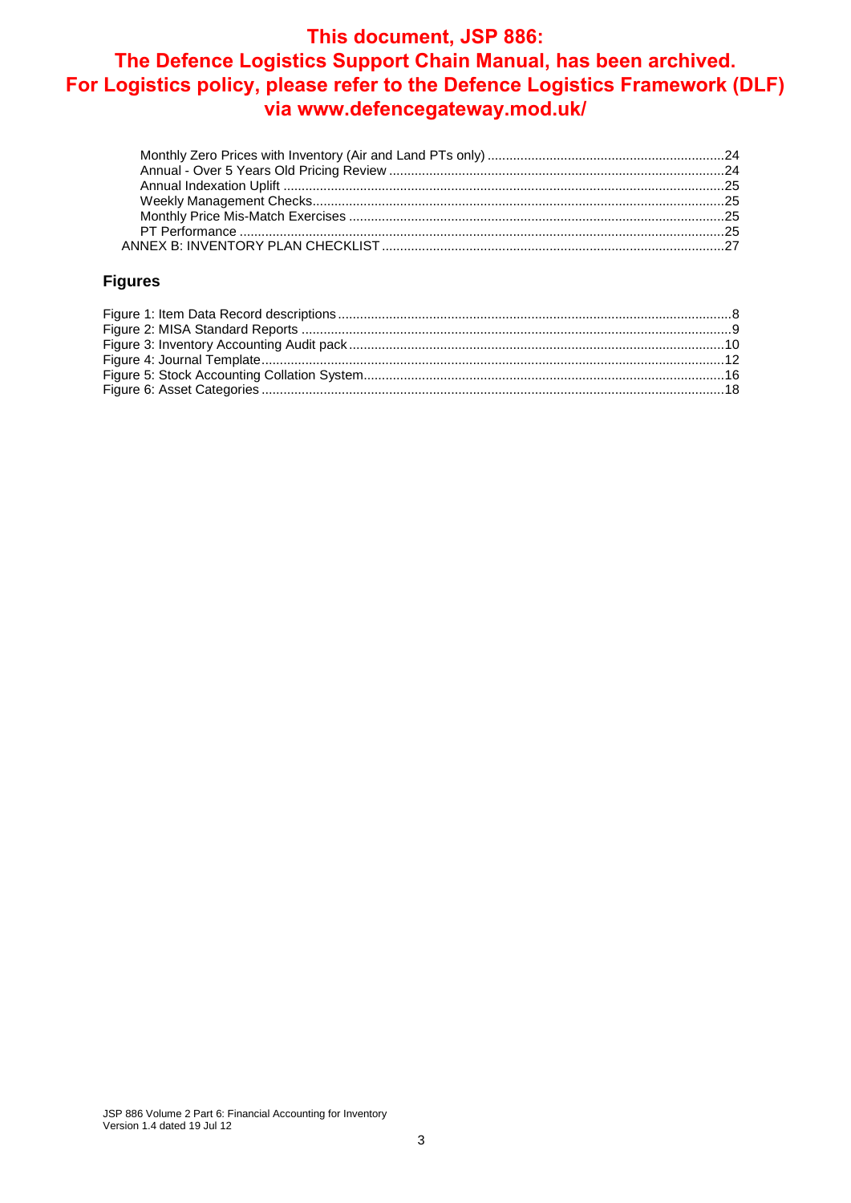**This document, JSP 886:**
**The Defence Logistics Support Chain Manual, has been archived.**
**For Logistics policy, please refer to the Defence Logistics Framework (DLF) via www.defencegateway.mod.uk/**

- Monthly Zero Prices with Inventory (Air and Land PTs only) ....24
- Annual - Over 5 Years Old Pricing Review ....24
- Annual Indexation Uplift ....25
- Weekly Management Checks....25
- Monthly Price Mis-Match Exercises ....25
- PT Performance ....25

ANNEX B: INVENTORY PLAN CHECKLIST ....27

## Figures

- Figure 1: Item Data Record descriptions ....8
- Figure 2: MISA Standard Reports ....9
- Figure 3: Inventory Accounting Audit pack....10
- Figure 4: Journal Template....12
- Figure 5: Stock Accounting Collation System....16
- Figure 6: Asset Categories ....18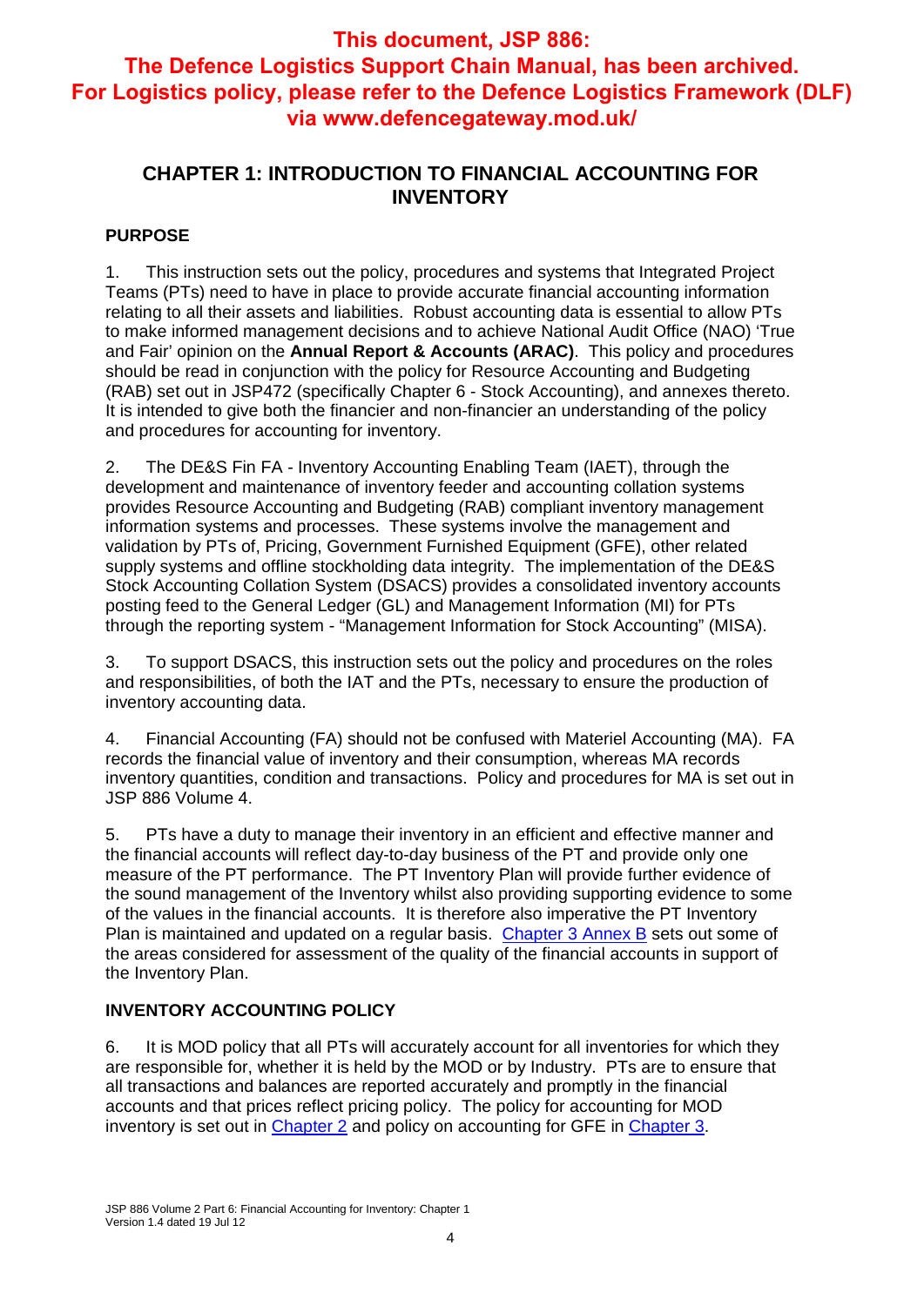**This document, JSP 886: The Defence Logistics Support Chain Manual, has been archived. For Logistics policy, please refer to the Defence Logistics Framework (DLF) via www.defencegateway.mod.uk/**

# CHAPTER 1: INTRODUCTION TO FINANCIAL ACCOUNTING FOR INVENTORY

## PURPOSE

1. This instruction sets out the policy, procedures and systems that Integrated Project Teams (PTs) need to have in place to provide accurate financial accounting information relating to all their assets and liabilities. Robust accounting data is essential to allow PTs to make informed management decisions and to achieve National Audit Office (NAO) 'True and Fair' opinion on the **Annual Report & Accounts (ARAC)**. This policy and procedures should be read in conjunction with the policy for Resource Accounting and Budgeting (RAB) set out in JSP472 (specifically Chapter 6 - Stock Accounting), and annexes thereto. It is intended to give both the financier and non-financier an understanding of the policy and procedures for accounting for inventory.

2. The DE&S Fin FA - Inventory Accounting Enabling Team (IAET), through the development and maintenance of inventory feeder and accounting collation systems provides Resource Accounting and Budgeting (RAB) compliant inventory management information systems and processes. These systems involve the management and validation by PTs of, Pricing, Government Furnished Equipment (GFE), other related supply systems and offline stockholding data integrity. The implementation of the DE&S Stock Accounting Collation System (DSACS) provides a consolidated inventory accounts posting feed to the General Ledger (GL) and Management Information (MI) for PTs through the reporting system - "Management Information for Stock Accounting" (MISA).

3. To support DSACS, this instruction sets out the policy and procedures on the roles and responsibilities, of both the IAT and the PTs, necessary to ensure the production of inventory accounting data.

4. Financial Accounting (FA) should not be confused with Materiel Accounting (MA). FA records the financial value of inventory and their consumption, whereas MA records inventory quantities, condition and transactions. Policy and procedures for MA is set out in JSP 886 Volume 4.

5. PTs have a duty to manage their inventory in an efficient and effective manner and the financial accounts will reflect day-to-day business of the PT and provide only one measure of the PT performance. The PT Inventory Plan will provide further evidence of the sound management of the Inventory whilst also providing supporting evidence to some of the values in the financial accounts. It is therefore also imperative the PT Inventory Plan is maintained and updated on a regular basis. Chapter 3 Annex B sets out some of the areas considered for assessment of the quality of the financial accounts in support of the Inventory Plan.

## INVENTORY ACCOUNTING POLICY

6. It is MOD policy that all PTs will accurately account for all inventories for which they are responsible for, whether it is held by the MOD or by Industry. PTs are to ensure that all transactions and balances are reported accurately and promptly in the financial accounts and that prices reflect pricing policy. The policy for accounting for MOD inventory is set out in Chapter 2 and policy on accounting for GFE in Chapter 3.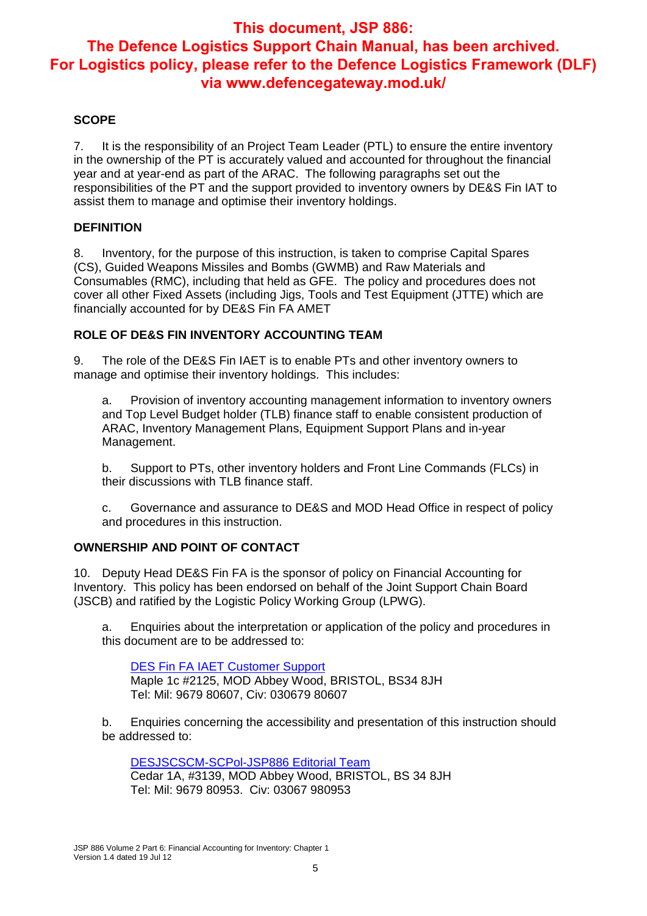**This document, JSP 886: The Defence Logistics Support Chain Manual, has been archived. For Logistics policy, please refer to the Defence Logistics Framework (DLF) via www.defencegateway.mod.uk/**

## SCOPE

7. It is the responsibility of an Project Team Leader (PTL) to ensure the entire inventory in the ownership of the PT is accurately valued and accounted for throughout the financial year and at year-end as part of the ARAC. The following paragraphs set out the responsibilities of the PT and the support provided to inventory owners by DE&S Fin IAT to assist them to manage and optimise their inventory holdings.

## DEFINITION

8. Inventory, for the purpose of this instruction, is taken to comprise Capital Spares (CS), Guided Weapons Missiles and Bombs (GWMB) and Raw Materials and Consumables (RMC), including that held as GFE. The policy and procedures does not cover all other Fixed Assets (including Jigs, Tools and Test Equipment (JTTE) which are financially accounted for by DE&S Fin FA AMET

## ROLE OF DE&S FIN INVENTORY ACCOUNTING TEAM

9. The role of the DE&S Fin IAET is to enable PTs and other inventory owners to manage and optimise their inventory holdings. This includes:

a. Provision of inventory accounting management information to inventory owners and Top Level Budget holder (TLB) finance staff to enable consistent production of ARAC, Inventory Management Plans, Equipment Support Plans and in-year Management.

b. Support to PTs, other inventory holders and Front Line Commands (FLCs) in their discussions with TLB finance staff.

c. Governance and assurance to DE&S and MOD Head Office in respect of policy and procedures in this instruction.

## OWNERSHIP AND POINT OF CONTACT

10. Deputy Head DE&S Fin FA is the sponsor of policy on Financial Accounting for Inventory. This policy has been endorsed on behalf of the Joint Support Chain Board (JSCB) and ratified by the Logistic Policy Working Group (LPWG).

a. Enquiries about the interpretation or application of the policy and procedures in this document are to be addressed to:

DES Fin FA IAET Customer Support
Maple 1c #2125, MOD Abbey Wood, BRISTOL, BS34 8JH
Tel: Mil: 9679 80607, Civ: 030679 80607

b. Enquiries concerning the accessibility and presentation of this instruction should be addressed to:

DESJSCSCM-SCPol-JSP886 Editorial Team
Cedar 1A, #3139, MOD Abbey Wood, BRISTOL, BS 34 8JH
Tel: Mil: 9679 80953. Civ: 03067 980953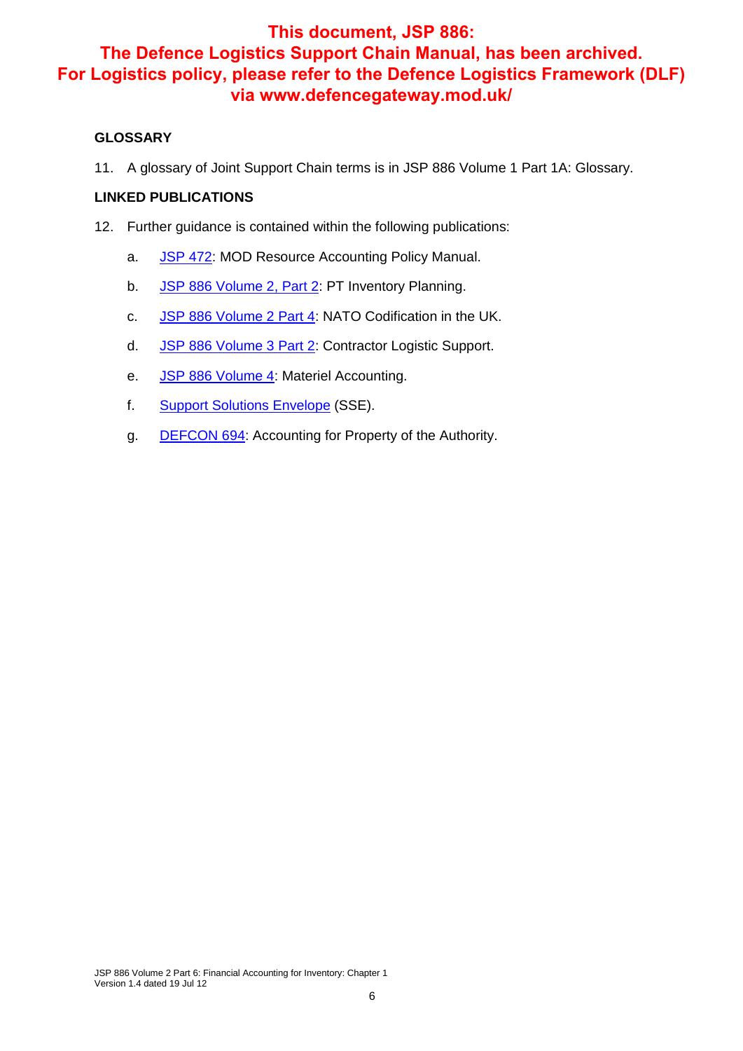**This document, JSP 886: The Defence Logistics Support Chain Manual, has been archived. For Logistics policy, please refer to the Defence Logistics Framework (DLF) via www.defencegateway.mod.uk/**

### GLOSSARY

11. A glossary of Joint Support Chain terms is in JSP 886 Volume 1 Part 1A: Glossary.

### LINKED PUBLICATIONS

12. Further guidance is contained within the following publications:

    a. JSP 472: MOD Resource Accounting Policy Manual.

    b. JSP 886 Volume 2, Part 2: PT Inventory Planning.

    c. JSP 886 Volume 2 Part 4: NATO Codification in the UK.

    d. JSP 886 Volume 3 Part 2: Contractor Logistic Support.

    e. JSP 886 Volume 4: Materiel Accounting.

    f. Support Solutions Envelope (SSE).

    g. DEFCON 694: Accounting for Property of the Authority.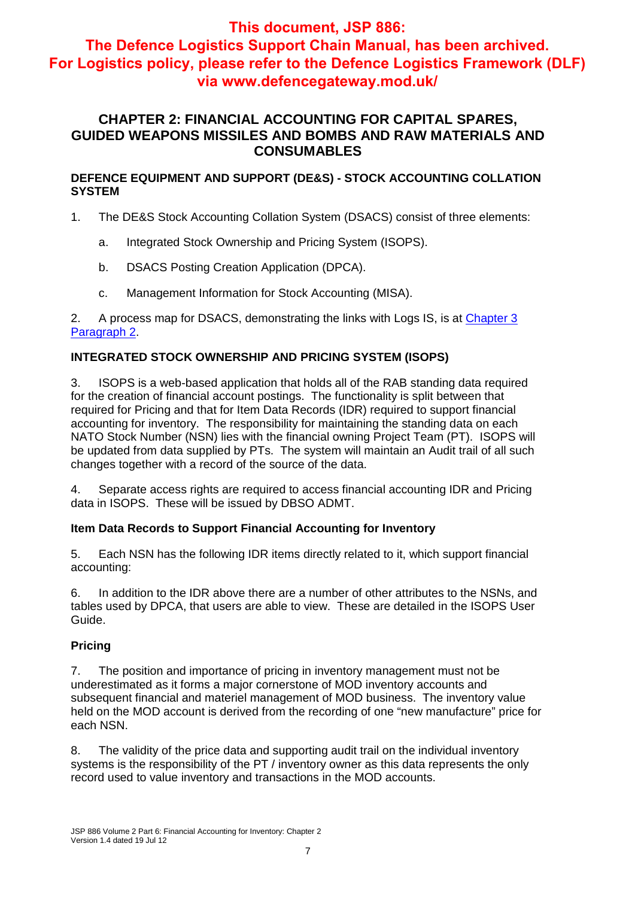**This document, JSP 886: The Defence Logistics Support Chain Manual, has been archived. For Logistics policy, please refer to the Defence Logistics Framework (DLF) via www.defencegateway.mod.uk/**

# CHAPTER 2: FINANCIAL ACCOUNTING FOR CAPITAL SPARES, GUIDED WEAPONS MISSILES AND BOMBS AND RAW MATERIALS AND CONSUMABLES

## DEFENCE EQUIPMENT AND SUPPORT (DE&S) - STOCK ACCOUNTING COLLATION SYSTEM

1. The DE&S Stock Accounting Collation System (DSACS) consist of three elements:

   a. Integrated Stock Ownership and Pricing System (ISOPS).

   b. DSACS Posting Creation Application (DPCA).

   c. Management Information for Stock Accounting (MISA).

2. A process map for DSACS, demonstrating the links with Logs IS, is at Chapter 3 Paragraph 2.

## INTEGRATED STOCK OWNERSHIP AND PRICING SYSTEM (ISOPS)

3. ISOPS is a web-based application that holds all of the RAB standing data required for the creation of financial account postings. The functionality is split between that required for Pricing and that for Item Data Records (IDR) required to support financial accounting for inventory. The responsibility for maintaining the standing data on each NATO Stock Number (NSN) lies with the financial owning Project Team (PT). ISOPS will be updated from data supplied by PTs. The system will maintain an Audit trail of all such changes together with a record of the source of the data.

4. Separate access rights are required to access financial accounting IDR and Pricing data in ISOPS. These will be issued by DBSO ADMT.

### Item Data Records to Support Financial Accounting for Inventory

5. Each NSN has the following IDR items directly related to it, which support financial accounting:

6. In addition to the IDR above there are a number of other attributes to the NSNs, and tables used by DPCA, that users are able to view. These are detailed in the ISOPS User Guide.

### Pricing

7. The position and importance of pricing in inventory management must not be underestimated as it forms a major cornerstone of MOD inventory accounts and subsequent financial and materiel management of MOD business. The inventory value held on the MOD account is derived from the recording of one "new manufacture" price for each NSN.

8. The validity of the price data and supporting audit trail on the individual inventory systems is the responsibility of the PT / inventory owner as this data represents the only record used to value inventory and transactions in the MOD accounts.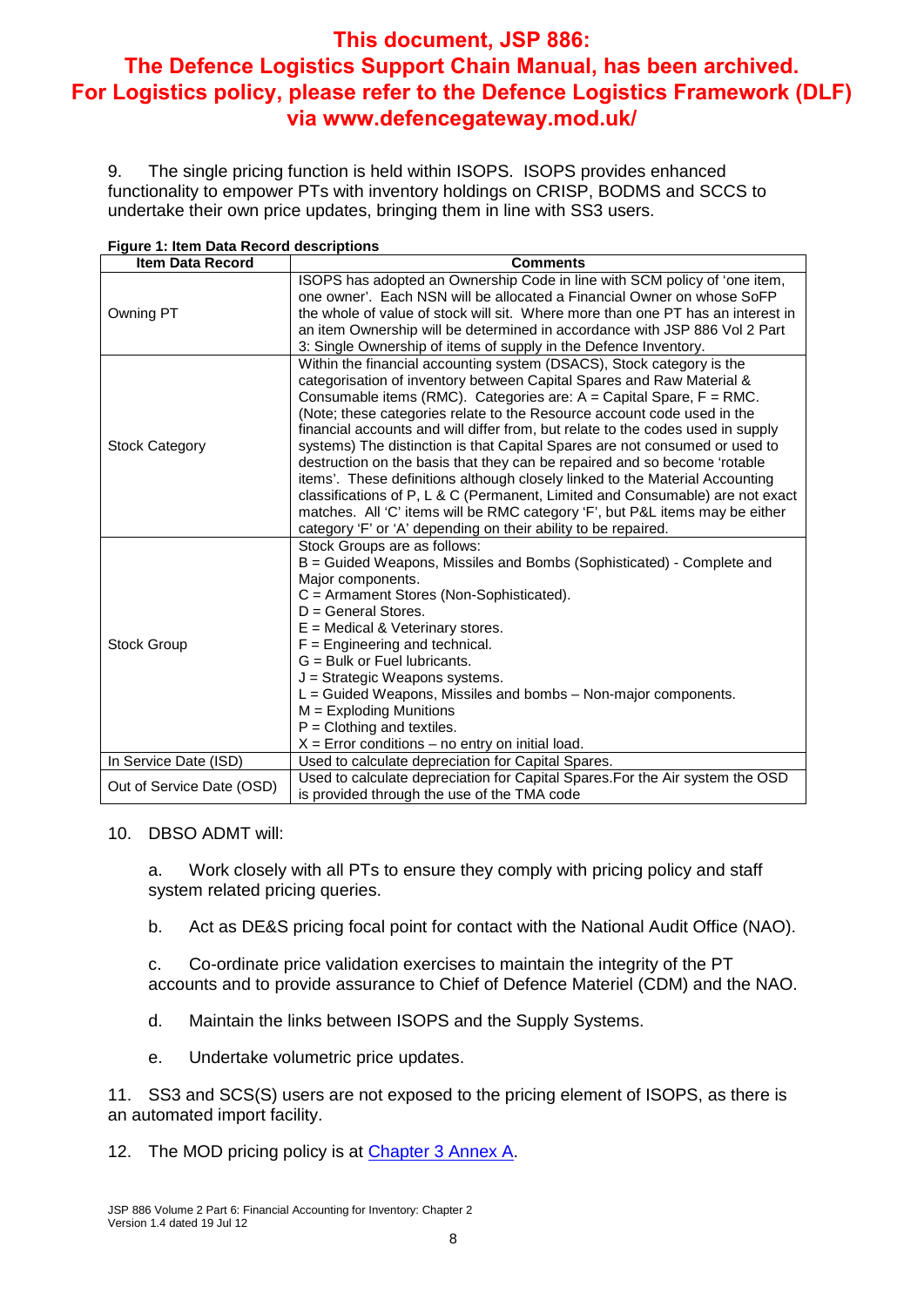**This document, JSP 886: The Defence Logistics Support Chain Manual, has been archived. For Logistics policy, please refer to the Defence Logistics Framework (DLF) via www.defencegateway.mod.uk/**

9. The single pricing function is held within ISOPS. ISOPS provides enhanced functionality to empower PTs with inventory holdings on CRISP, BODMS and SCCS to undertake their own price updates, bringing them in line with SS3 users.

**Figure 1: Item Data Record descriptions**

| Item Data Record | Comments |
|---|---|
| Owning PT | ISOPS has adopted an Ownership Code in line with SCM policy of 'one item, one owner'. Each NSN will be allocated a Financial Owner on whose SoFP the whole of value of stock will sit. Where more than one PT has an interest in an item Ownership will be determined in accordance with JSP 886 Vol 2 Part 3: Single Ownership of items of supply in the Defence Inventory. |
| Stock Category | Within the financial accounting system (DSACS), Stock category is the categorisation of inventory between Capital Spares and Raw Material & Consumable items (RMC). Categories are: A = Capital Spare, F = RMC. (Note; these categories relate to the Resource account code used in the financial accounts and will differ from, but relate to the codes used in supply systems) The distinction is that Capital Spares are not consumed or used to destruction on the basis that they can be repaired and so become 'rotable items'. These definitions although closely linked to the Material Accounting classifications of P, L & C (Permanent, Limited and Consumable) are not exact matches. All 'C' items will be RMC category 'F', but P&L items may be either category 'F' or 'A' depending on their ability to be repaired. |
| Stock Group | Stock Groups are as follows:<br>B = Guided Weapons, Missiles and Bombs (Sophisticated) - Complete and Major components.<br>C = Armament Stores (Non-Sophisticated).<br>D = General Stores.<br>E = Medical & Veterinary stores.<br>F = Engineering and technical.<br>G = Bulk or Fuel lubricants.<br>J = Strategic Weapons systems.<br>L = Guided Weapons, Missiles and bombs – Non-major components.<br>M = Exploding Munitions<br>P = Clothing and textiles.<br>X = Error conditions – no entry on initial load. |
| In Service Date (ISD) | Used to calculate depreciation for Capital Spares. |
| Out of Service Date (OSD) | Used to calculate depreciation for Capital Spares.For the Air system the OSD is provided through the use of the TMA code |

10. DBSO ADMT will:

a. Work closely with all PTs to ensure they comply with pricing policy and staff system related pricing queries.

b. Act as DE&S pricing focal point for contact with the National Audit Office (NAO).

c. Co-ordinate price validation exercises to maintain the integrity of the PT accounts and to provide assurance to Chief of Defence Materiel (CDM) and the NAO.

d. Maintain the links between ISOPS and the Supply Systems.

e. Undertake volumetric price updates.

11. SS3 and SCS(S) users are not exposed to the pricing element of ISOPS, as there is an automated import facility.

12. The MOD pricing policy is at Chapter 3 Annex A.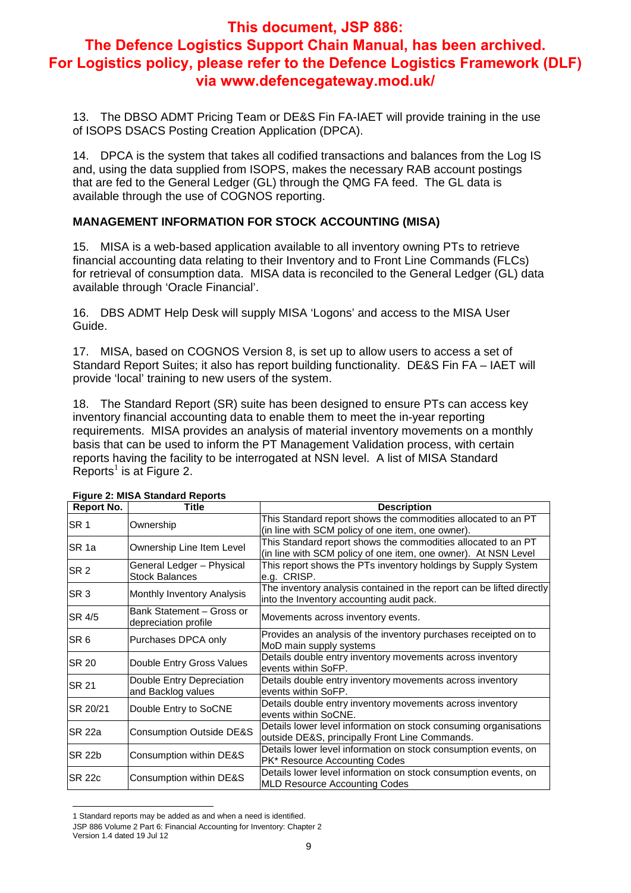**This document, JSP 886: The Defence Logistics Support Chain Manual, has been archived. For Logistics policy, please refer to the Defence Logistics Framework (DLF) via www.defencegateway.mod.uk/**

13. The DBSO ADMT Pricing Team or DE&S Fin FA-IAET will provide training in the use of ISOPS DSACS Posting Creation Application (DPCA).

14. DPCA is the system that takes all codified transactions and balances from the Log IS and, using the data supplied from ISOPS, makes the necessary RAB account postings that are fed to the General Ledger (GL) through the QMG FA feed. The GL data is available through the use of COGNOS reporting.

### MANAGEMENT INFORMATION FOR STOCK ACCOUNTING (MISA)

15. MISA is a web-based application available to all inventory owning PTs to retrieve financial accounting data relating to their Inventory and to Front Line Commands (FLCs) for retrieval of consumption data. MISA data is reconciled to the General Ledger (GL) data available through 'Oracle Financial'.

16. DBS ADMT Help Desk will supply MISA 'Logons' and access to the MISA User Guide.

17. MISA, based on COGNOS Version 8, is set up to allow users to access a set of Standard Report Suites; it also has report building functionality. DE&S Fin FA – IAET will provide 'local' training to new users of the system.

18. The Standard Report (SR) suite has been designed to ensure PTs can access key inventory financial accounting data to enable them to meet the in-year reporting requirements. MISA provides an analysis of material inventory movements on a monthly basis that can be used to inform the PT Management Validation process, with certain reports having the facility to be interrogated at NSN level. A list of MISA Standard Reports[1] is at Figure 2.

**Figure 2: MISA Standard Reports**

| Report No. | Title | Description |
|---|---|---|
| SR 1 | Ownership | This Standard report shows the commodities allocated to an PT (in line with SCM policy of one item, one owner). |
| SR 1a | Ownership Line Item Level | This Standard report shows the commodities allocated to an PT (in line with SCM policy of one item, one owner). At NSN Level |
| SR 2 | General Ledger – Physical Stock Balances | This report shows the PTs inventory holdings by Supply System e.g. CRISP. |
| SR 3 | Monthly Inventory Analysis | The inventory analysis contained in the report can be lifted directly into the Inventory accounting audit pack. |
| SR 4/5 | Bank Statement – Gross or depreciation profile | Movements across inventory events. |
| SR 6 | Purchases DPCA only | Provides an analysis of the inventory purchases receipted on to MoD main supply systems |
| SR 20 | Double Entry Gross Values | Details double entry inventory movements across inventory events within SoFP. |
| SR 21 | Double Entry Depreciation and Backlog values | Details double entry inventory movements across inventory events within SoFP. |
| SR 20/21 | Double Entry to SoCNE | Details double entry inventory movements across inventory events within SoCNE. |
| SR 22a | Consumption Outside DE&S | Details lower level information on stock consuming organisations outside DE&S, principally Front Line Commands. |
| SR 22b | Consumption within DE&S | Details lower level information on stock consumption events, on PK* Resource Accounting Codes |
| SR 22c | Consumption within DE&S | Details lower level information on stock consumption events, on MLD Resource Accounting Codes |

1 Standard reports may be added as and when a need is identified.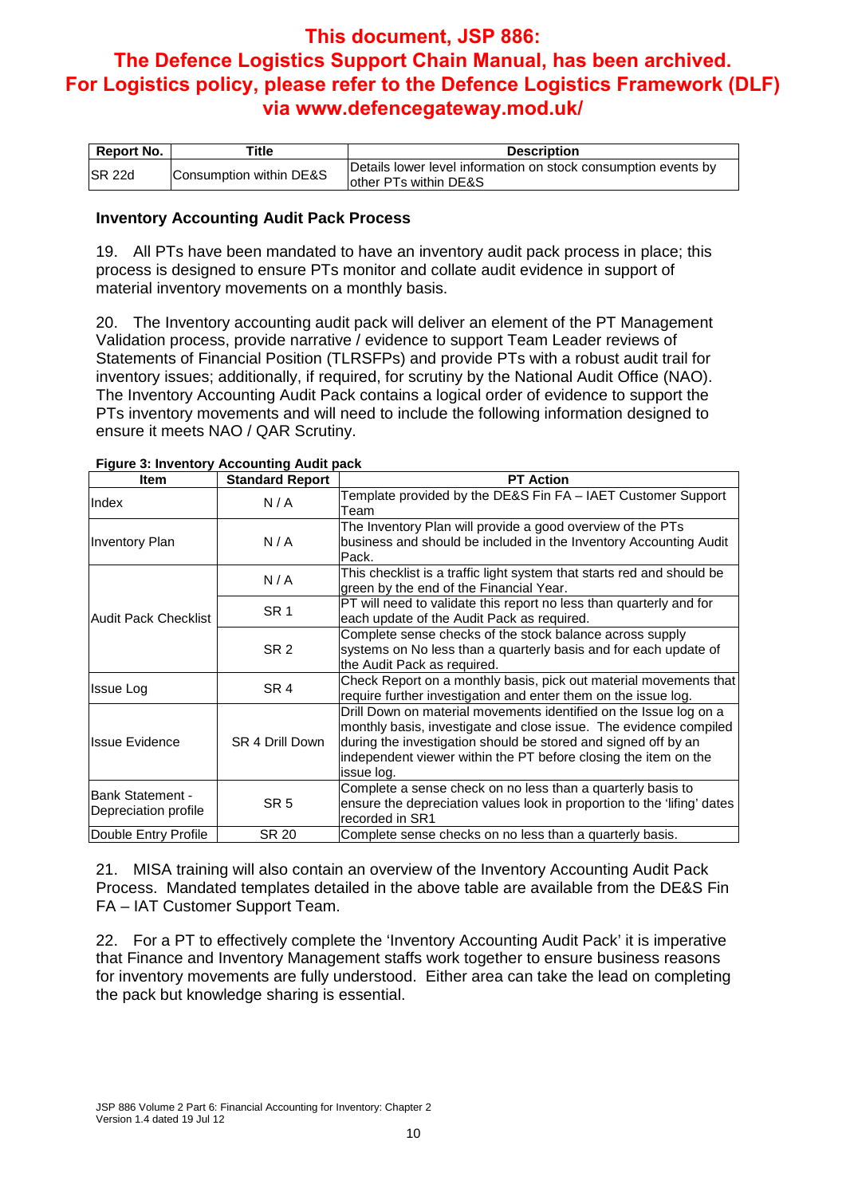**This document, JSP 886: The Defence Logistics Support Chain Manual, has been archived. For Logistics policy, please refer to the Defence Logistics Framework (DLF) via www.defencegateway.mod.uk/**

| Report No. | Title | Description |
|---|---|---|
| SR 22d | Consumption within DE&S | Details lower level information on stock consumption events by other PTs within DE&S |

### Inventory Accounting Audit Pack Process

19. All PTs have been mandated to have an inventory audit pack process in place; this process is designed to ensure PTs monitor and collate audit evidence in support of material inventory movements on a monthly basis.

20. The Inventory accounting audit pack will deliver an element of the PT Management Validation process, provide narrative / evidence to support Team Leader reviews of Statements of Financial Position (TLRSFPs) and provide PTs with a robust audit trail for inventory issues; additionally, if required, for scrutiny by the National Audit Office (NAO). The Inventory Accounting Audit Pack contains a logical order of evidence to support the PTs inventory movements and will need to include the following information designed to ensure it meets NAO / QAR Scrutiny.

**Figure 3: Inventory Accounting Audit pack**

| Item | Standard Report | PT Action |
|---|---|---|
| Index | N / A | Template provided by the DE&S Fin FA – IAET Customer Support Team |
| Inventory Plan | N / A | The Inventory Plan will provide a good overview of the PTs business and should be included in the Inventory Accounting Audit Pack. |
| Audit Pack Checklist | N / A | This checklist is a traffic light system that starts red and should be green by the end of the Financial Year. |
| | SR 1 | PT will need to validate this report no less than quarterly and for each update of the Audit Pack as required. |
| | SR 2 | Complete sense checks of the stock balance across supply systems on No less than a quarterly basis and for each update of the Audit Pack as required. |
| Issue Log | SR 4 | Check Report on a monthly basis, pick out material movements that require further investigation and enter them on the issue log. |
| Issue Evidence | SR 4 Drill Down | Drill Down on material movements identified on the Issue log on a monthly basis, investigate and close issue. The evidence compiled during the investigation should be stored and signed off by an independent viewer within the PT before closing the item on the issue log. |
| Bank Statement - Depreciation profile | SR 5 | Complete a sense check on no less than a quarterly basis to ensure the depreciation values look in proportion to the 'lifing' dates recorded in SR1 |
| Double Entry Profile | SR 20 | Complete sense checks on no less than a quarterly basis. |

21. MISA training will also contain an overview of the Inventory Accounting Audit Pack Process. Mandated templates detailed in the above table are available from the DE&S Fin FA – IAT Customer Support Team.

22. For a PT to effectively complete the 'Inventory Accounting Audit Pack' it is imperative that Finance and Inventory Management staffs work together to ensure business reasons for inventory movements are fully understood. Either area can take the lead on completing the pack but knowledge sharing is essential.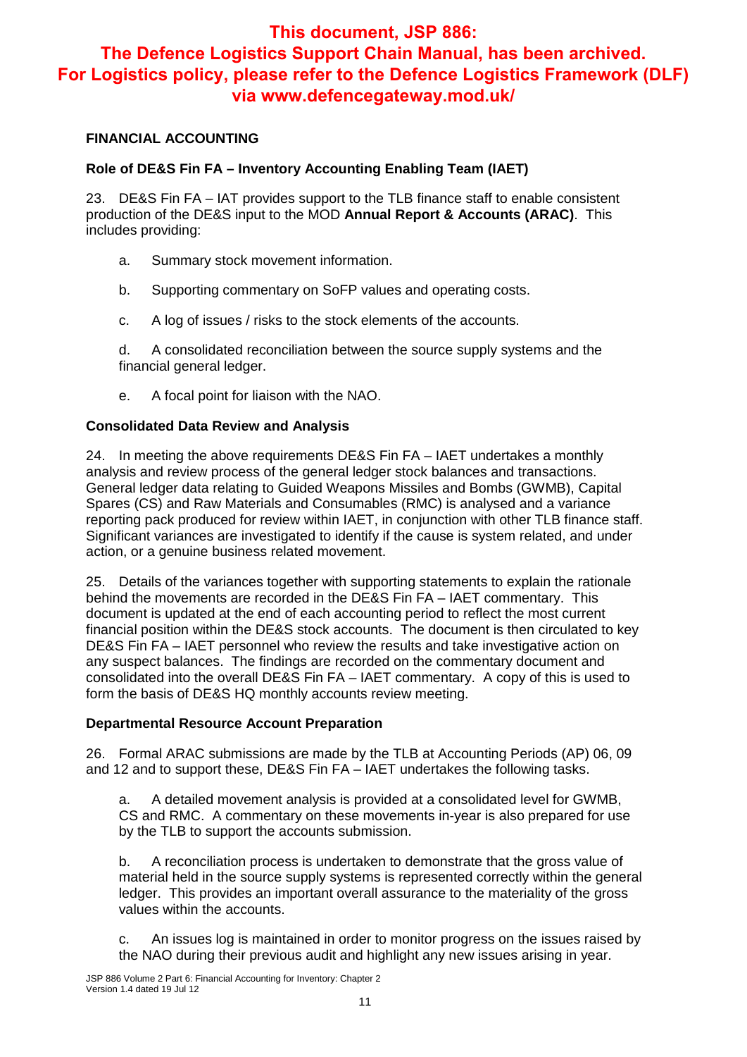**This document, JSP 886:**
**The Defence Logistics Support Chain Manual, has been archived.**
**For Logistics policy, please refer to the Defence Logistics Framework (DLF) via www.defencegateway.mod.uk/**

## FINANCIAL ACCOUNTING

### Role of DE&S Fin FA – Inventory Accounting Enabling Team (IAET)

23. DE&S Fin FA – IAT provides support to the TLB finance staff to enable consistent production of the DE&S input to the MOD **Annual Report & Accounts (ARAC)**. This includes providing:

a. Summary stock movement information.

b. Supporting commentary on SoFP values and operating costs.

c. A log of issues / risks to the stock elements of the accounts.

d. A consolidated reconciliation between the source supply systems and the financial general ledger.

e. A focal point for liaison with the NAO.

### Consolidated Data Review and Analysis

24. In meeting the above requirements DE&S Fin FA – IAET undertakes a monthly analysis and review process of the general ledger stock balances and transactions. General ledger data relating to Guided Weapons Missiles and Bombs (GWMB), Capital Spares (CS) and Raw Materials and Consumables (RMC) is analysed and a variance reporting pack produced for review within IAET, in conjunction with other TLB finance staff. Significant variances are investigated to identify if the cause is system related, and under action, or a genuine business related movement.

25. Details of the variances together with supporting statements to explain the rationale behind the movements are recorded in the DE&S Fin FA – IAET commentary. This document is updated at the end of each accounting period to reflect the most current financial position within the DE&S stock accounts. The document is then circulated to key DE&S Fin FA – IAET personnel who review the results and take investigative action on any suspect balances. The findings are recorded on the commentary document and consolidated into the overall DE&S Fin FA – IAET commentary. A copy of this is used to form the basis of DE&S HQ monthly accounts review meeting.

### Departmental Resource Account Preparation

26. Formal ARAC submissions are made by the TLB at Accounting Periods (AP) 06, 09 and 12 and to support these, DE&S Fin FA – IAET undertakes the following tasks.

a. A detailed movement analysis is provided at a consolidated level for GWMB, CS and RMC. A commentary on these movements in-year is also prepared for use by the TLB to support the accounts submission.

b. A reconciliation process is undertaken to demonstrate that the gross value of material held in the source supply systems is represented correctly within the general ledger. This provides an important overall assurance to the materiality of the gross values within the accounts.

c. An issues log is maintained in order to monitor progress on the issues raised by the NAO during their previous audit and highlight any new issues arising in year.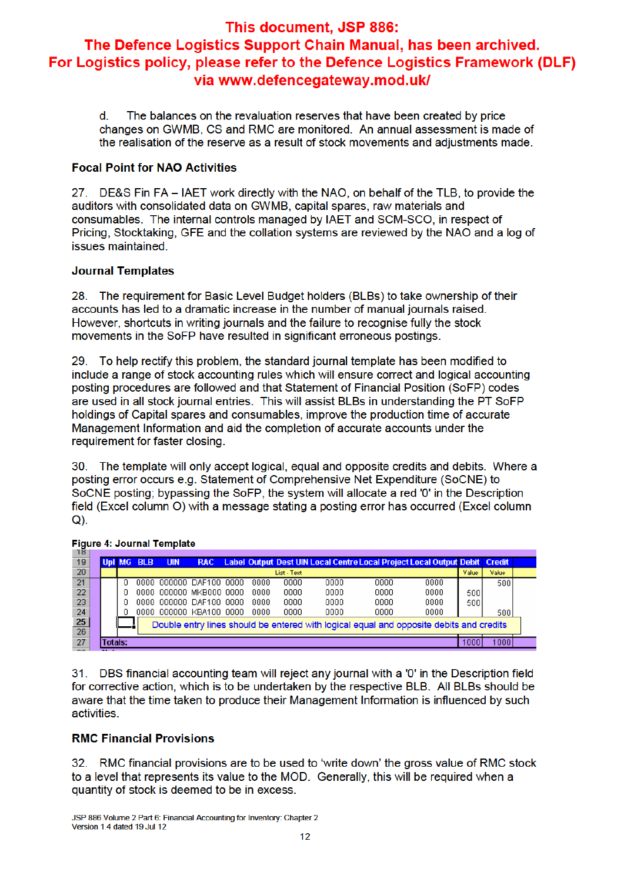This document, JSP 886:
The Defence Logistics Support Chain Manual, has been archived.
For Logistics policy, please refer to the Defence Logistics Framework (DLF) via www.defencegateway.mod.uk/

d. The balances on the revaluation reserves that have been created by price changes on GWMB, CS and RMC are monitored. An annual assessment is made of the realisation of the reserve as a result of stock movements and adjustments made.

**Focal Point for NAO Activities**

27. DE&S Fin FA – IAET work directly with the NAO, on behalf of the TLB, to provide the auditors with consolidated data on GWMB, capital spares, raw materials and consumables. The internal controls managed by IAET and SCM-SCO, in respect of Pricing, Stocktaking, GFE and the collation systems are reviewed by the NAO and a log of issues maintained.

**Journal Templates**

28. The requirement for Basic Level Budget holders (BLBs) to take ownership of their accounts has led to a dramatic increase in the number of manual journals raised. However, shortcuts in writing journals and the failure to recognise fully the stock movements in the SoFP have resulted in significant erroneous postings.

29. To help rectify this problem, the standard journal template has been modified to include a range of stock accounting rules which will ensure correct and logical accounting posting procedures are followed and that Statement of Financial Position (SoFP) codes are used in all stock journal entries. This will assist BLBs in understanding the PT SoFP holdings of Capital spares and consumables, improve the production time of accurate Management Information and aid the completion of accurate accounts under the requirement for faster closing.

30. The template will only accept logical, equal and opposite credits and debits. Where a posting error occurs e.g. Statement of Comprehensive Net Expenditure (SoCNE) to SoCNE posting; bypassing the SoFP, the system will allocate a red '0' in the Description field (Excel column O) with a message stating a posting error has occurred (Excel column Q).

**Figure 4: Journal Template**

| | Upl | MG | BLB | UIN | RAC | Label | Output | Dest UIN | Local Centre | Local Project | Local Output | Debit | Credit |
|---|---|---|---|---|---|---|---|---|---|---|---|---|---|
| 20 | | | | | | List - Text | | | | | | Value | Value |
| 21 | | 0 | 0000 | 000000 | DAF100 | 0000 | 0000 | 0000 | 0000 | 0000 | 0000 | | 500 |
| 22 | | 0 | 0000 | 000000 | MKB000 | 0000 | 0000 | 0000 | 0000 | 0000 | 0000 | 500 | |
| 23 | | 0 | 0000 | 000000 | DAF100 | 0000 | 0000 | 0000 | 0000 | 0000 | 0000 | 500 | |
| 24 | | 0 | 0000 | 000000 | KBA100 | 0000 | 0000 | 0000 | 0000 | 0000 | 0000 | | 500 |
| 25 | | Double entry lines should be entered with logical equal and opposite debits and credits | | | | | | | | | | | |
| 26 | | | | | | | | | | | | | |
| 27 | Totals: | | | | | | | | | | | 1000 | 1000 |

31. DBS financial accounting team will reject any journal with a '0' in the Description field for corrective action, which is to be undertaken by the respective BLB. All BLBs should be aware that the time taken to produce their Management Information is influenced by such activities.

**RMC Financial Provisions**

32. RMC financial provisions are to be used to 'write down' the gross value of RMC stock to a level that represents its value to the MOD. Generally, this will be required when a quantity of stock is deemed to be in excess.

JSP 886 Volume 2 Part 6: Financial Accounting for Inventory: Chapter 2
Version 1.4 dated 19 Jul 12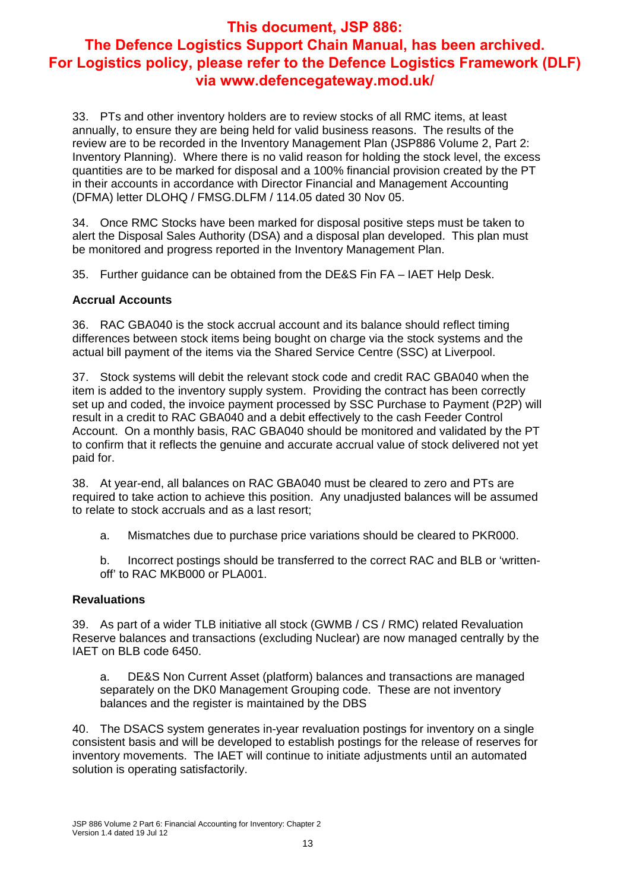**This document, JSP 886: The Defence Logistics Support Chain Manual, has been archived. For Logistics policy, please refer to the Defence Logistics Framework (DLF) via www.defencegateway.mod.uk/**

33. PTs and other inventory holders are to review stocks of all RMC items, at least annually, to ensure they are being held for valid business reasons. The results of the review are to be recorded in the Inventory Management Plan (JSP886 Volume 2, Part 2: Inventory Planning). Where there is no valid reason for holding the stock level, the excess quantities are to be marked for disposal and a 100% financial provision created by the PT in their accounts in accordance with Director Financial and Management Accounting (DFMA) letter DLOHQ / FMSG.DLFM / 114.05 dated 30 Nov 05.

34. Once RMC Stocks have been marked for disposal positive steps must be taken to alert the Disposal Sales Authority (DSA) and a disposal plan developed. This plan must be monitored and progress reported in the Inventory Management Plan.

35. Further guidance can be obtained from the DE&S Fin FA – IAET Help Desk.

### Accrual Accounts

36. RAC GBA040 is the stock accrual account and its balance should reflect timing differences between stock items being bought on charge via the stock systems and the actual bill payment of the items via the Shared Service Centre (SSC) at Liverpool.

37. Stock systems will debit the relevant stock code and credit RAC GBA040 when the item is added to the inventory supply system. Providing the contract has been correctly set up and coded, the invoice payment processed by SSC Purchase to Payment (P2P) will result in a credit to RAC GBA040 and a debit effectively to the cash Feeder Control Account. On a monthly basis, RAC GBA040 should be monitored and validated by the PT to confirm that it reflects the genuine and accurate accrual value of stock delivered not yet paid for.

38. At year-end, all balances on RAC GBA040 must be cleared to zero and PTs are required to take action to achieve this position. Any unadjusted balances will be assumed to relate to stock accruals and as a last resort;

a. Mismatches due to purchase price variations should be cleared to PKR000.

b. Incorrect postings should be transferred to the correct RAC and BLB or 'written-off' to RAC MKB000 or PLA001.

### Revaluations

39. As part of a wider TLB initiative all stock (GWMB / CS / RMC) related Revaluation Reserve balances and transactions (excluding Nuclear) are now managed centrally by the IAET on BLB code 6450.

a. DE&S Non Current Asset (platform) balances and transactions are managed separately on the DK0 Management Grouping code. These are not inventory balances and the register is maintained by the DBS

40. The DSACS system generates in-year revaluation postings for inventory on a single consistent basis and will be developed to establish postings for the release of reserves for inventory movements. The IAET will continue to initiate adjustments until an automated solution is operating satisfactorily.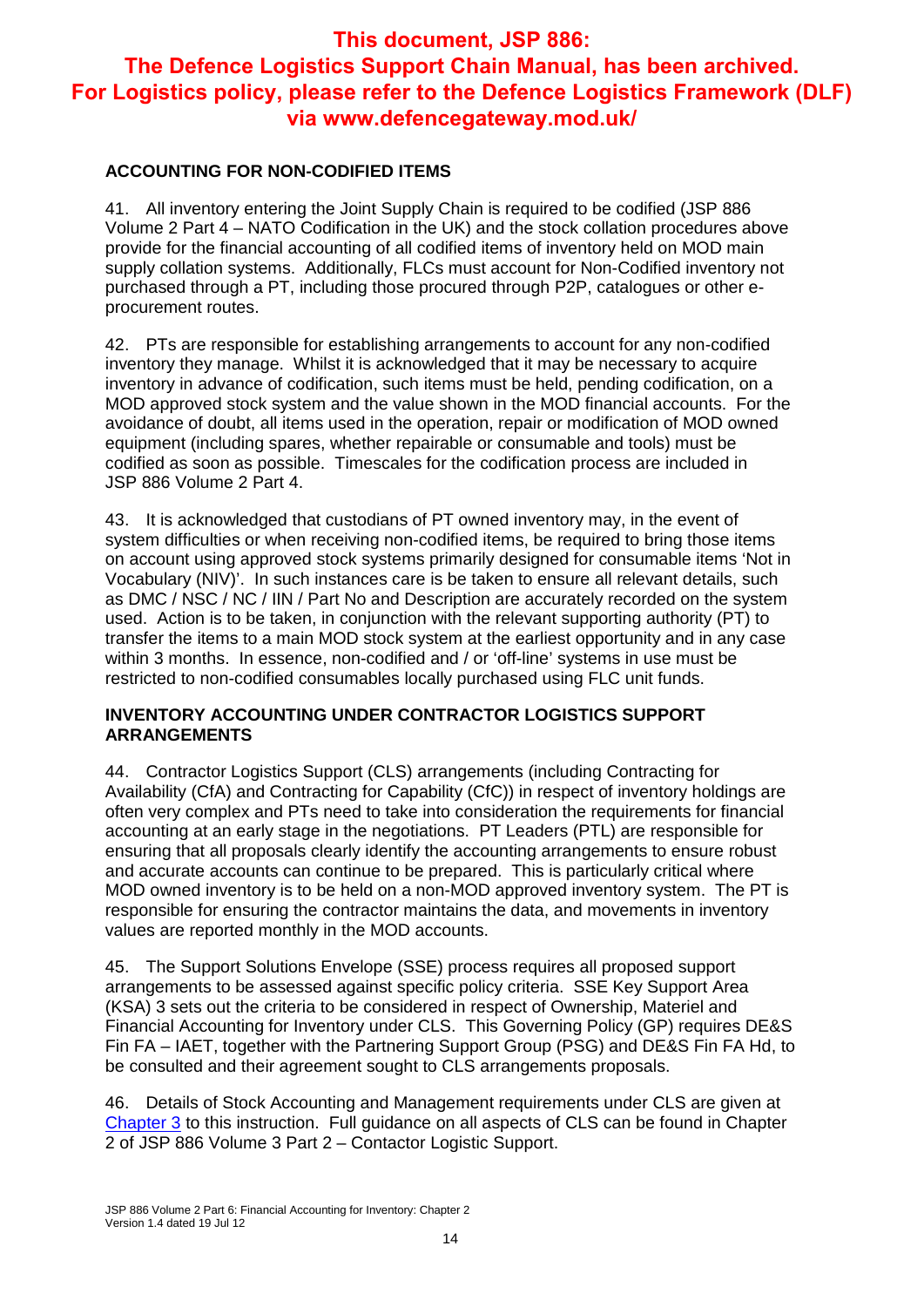**This document, JSP 886: The Defence Logistics Support Chain Manual, has been archived. For Logistics policy, please refer to the Defence Logistics Framework (DLF) via www.defencegateway.mod.uk/**

## ACCOUNTING FOR NON-CODIFIED ITEMS

41. All inventory entering the Joint Supply Chain is required to be codified (JSP 886 Volume 2 Part 4 – NATO Codification in the UK) and the stock collation procedures above provide for the financial accounting of all codified items of inventory held on MOD main supply collation systems. Additionally, FLCs must account for Non-Codified inventory not purchased through a PT, including those procured through P2P, catalogues or other e-procurement routes.

42. PTs are responsible for establishing arrangements to account for any non-codified inventory they manage. Whilst it is acknowledged that it may be necessary to acquire inventory in advance of codification, such items must be held, pending codification, on a MOD approved stock system and the value shown in the MOD financial accounts. For the avoidance of doubt, all items used in the operation, repair or modification of MOD owned equipment (including spares, whether repairable or consumable and tools) must be codified as soon as possible. Timescales for the codification process are included in JSP 886 Volume 2 Part 4.

43. It is acknowledged that custodians of PT owned inventory may, in the event of system difficulties or when receiving non-codified items, be required to bring those items on account using approved stock systems primarily designed for consumable items 'Not in Vocabulary (NIV)'. In such instances care is be taken to ensure all relevant details, such as DMC / NSC / NC / IIN / Part No and Description are accurately recorded on the system used. Action is to be taken, in conjunction with the relevant supporting authority (PT) to transfer the items to a main MOD stock system at the earliest opportunity and in any case within 3 months. In essence, non-codified and / or 'off-line' systems in use must be restricted to non-codified consumables locally purchased using FLC unit funds.

## INVENTORY ACCOUNTING UNDER CONTRACTOR LOGISTICS SUPPORT ARRANGEMENTS

44. Contractor Logistics Support (CLS) arrangements (including Contracting for Availability (CfA) and Contracting for Capability (CfC)) in respect of inventory holdings are often very complex and PTs need to take into consideration the requirements for financial accounting at an early stage in the negotiations. PT Leaders (PTL) are responsible for ensuring that all proposals clearly identify the accounting arrangements to ensure robust and accurate accounts can continue to be prepared. This is particularly critical where MOD owned inventory is to be held on a non-MOD approved inventory system. The PT is responsible for ensuring the contractor maintains the data, and movements in inventory values are reported monthly in the MOD accounts.

45. The Support Solutions Envelope (SSE) process requires all proposed support arrangements to be assessed against specific policy criteria. SSE Key Support Area (KSA) 3 sets out the criteria to be considered in respect of Ownership, Materiel and Financial Accounting for Inventory under CLS. This Governing Policy (GP) requires DE&S Fin FA – IAET, together with the Partnering Support Group (PSG) and DE&S Fin FA Hd, to be consulted and their agreement sought to CLS arrangements proposals.

46. Details of Stock Accounting and Management requirements under CLS are given at Chapter 3 to this instruction. Full guidance on all aspects of CLS can be found in Chapter 2 of JSP 886 Volume 3 Part 2 – Contactor Logistic Support.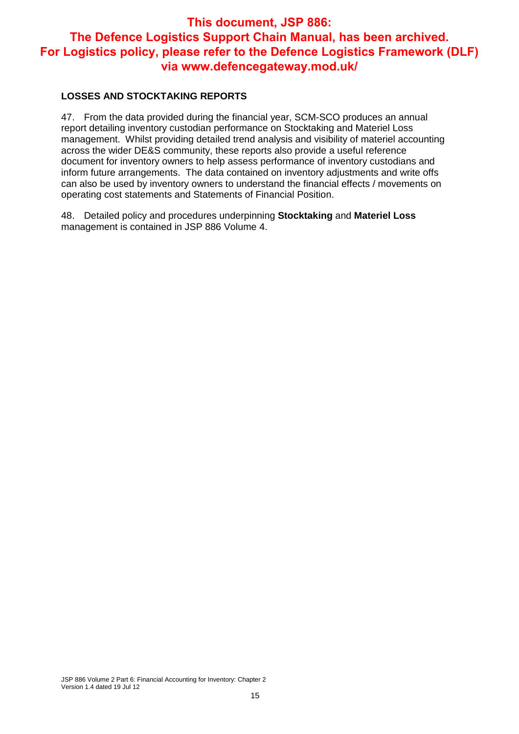**This document, JSP 886: The Defence Logistics Support Chain Manual, has been archived. For Logistics policy, please refer to the Defence Logistics Framework (DLF) via www.defencegateway.mod.uk/**

### LOSSES AND STOCKTAKING REPORTS

47. From the data provided during the financial year, SCM-SCO produces an annual report detailing inventory custodian performance on Stocktaking and Materiel Loss management. Whilst providing detailed trend analysis and visibility of materiel accounting across the wider DE&S community, these reports also provide a useful reference document for inventory owners to help assess performance of inventory custodians and inform future arrangements. The data contained on inventory adjustments and write offs can also be used by inventory owners to understand the financial effects / movements on operating cost statements and Statements of Financial Position.

48. Detailed policy and procedures underpinning **Stocktaking** and **Materiel Loss** management is contained in JSP 886 Volume 4.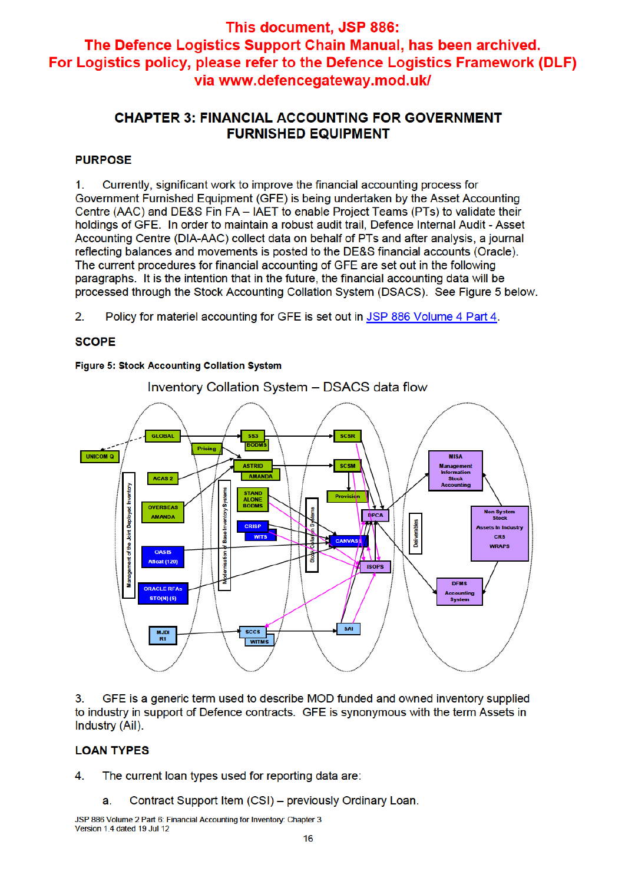This document, JSP 886:
The Defence Logistics Support Chain Manual, has been archived.
For Logistics policy, please refer to the Defence Logistics Framework (DLF) via www.defencegateway.mod.uk/

## CHAPTER 3: FINANCIAL ACCOUNTING FOR GOVERNMENT FURNISHED EQUIPMENT

### PURPOSE

1. Currently, significant work to improve the financial accounting process for Government Furnished Equipment (GFE) is being undertaken by the Asset Accounting Centre (AAC) and DE&S Fin FA – IAET to enable Project Teams (PTs) to validate their holdings of GFE. In order to maintain a robust audit trail, Defence Internal Audit - Asset Accounting Centre (DIA-AAC) collect data on behalf of PTs and after analysis, a journal reflecting balances and movements is posted to the DE&S financial accounts (Oracle). The current procedures for financial accounting of GFE are set out in the following paragraphs. It is the intention that in the future, the financial accounting data will be processed through the Stock Accounting Collation System (DSACS). See Figure 5 below.

2. Policy for materiel accounting for GFE is set out in JSP 886 Volume 4 Part 4.

### SCOPE

**Figure 5: Stock Accounting Collation System**

3. GFE is a generic term used to describe MOD funded and owned inventory supplied to industry in support of Defence contracts. GFE is synonymous with the term Assets in Industry (AiI).

### LOAN TYPES

4. The current loan types used for reporting data are:

a. Contract Support Item (CSI) – previously Ordinary Loan.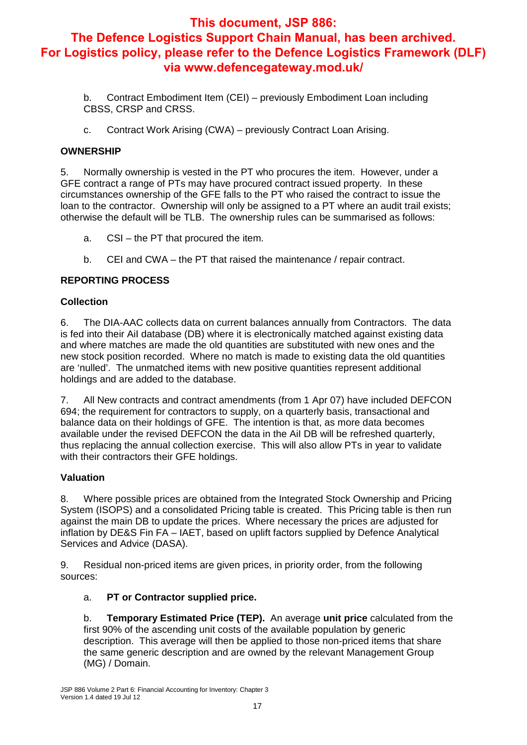**This document, JSP 886: The Defence Logistics Support Chain Manual, has been archived. For Logistics policy, please refer to the Defence Logistics Framework (DLF) via www.defencegateway.mod.uk/**

b. Contract Embodiment Item (CEI) – previously Embodiment Loan including CBSS, CRSP and CRSS.

c. Contract Work Arising (CWA) – previously Contract Loan Arising.

## OWNERSHIP

5. Normally ownership is vested in the PT who procures the item. However, under a GFE contract a range of PTs may have procured contract issued property. In these circumstances ownership of the GFE falls to the PT who raised the contract to issue the loan to the contractor. Ownership will only be assigned to a PT where an audit trail exists; otherwise the default will be TLB. The ownership rules can be summarised as follows:

a. CSI – the PT that procured the item.

b. CEI and CWA – the PT that raised the maintenance / repair contract.

## REPORTING PROCESS

### Collection

6. The DIA-AAC collects data on current balances annually from Contractors. The data is fed into their AiI database (DB) where it is electronically matched against existing data and where matches are made the old quantities are substituted with new ones and the new stock position recorded. Where no match is made to existing data the old quantities are 'nulled'. The unmatched items with new positive quantities represent additional holdings and are added to the database.

7. All New contracts and contract amendments (from 1 Apr 07) have included DEFCON 694; the requirement for contractors to supply, on a quarterly basis, transactional and balance data on their holdings of GFE. The intention is that, as more data becomes available under the revised DEFCON the data in the AiI DB will be refreshed quarterly, thus replacing the annual collection exercise. This will also allow PTs in year to validate with their contractors their GFE holdings.

### Valuation

8. Where possible prices are obtained from the Integrated Stock Ownership and Pricing System (ISOPS) and a consolidated Pricing table is created. This Pricing table is then run against the main DB to update the prices. Where necessary the prices are adjusted for inflation by DE&S Fin FA – IAET, based on uplift factors supplied by Defence Analytical Services and Advice (DASA).

9. Residual non-priced items are given prices, in priority order, from the following sources:

a. **PT or Contractor supplied price.**

b. **Temporary Estimated Price (TEP).** An average **unit price** calculated from the first 90% of the ascending unit costs of the available population by generic description. This average will then be applied to those non-priced items that share the same generic description and are owned by the relevant Management Group (MG) / Domain.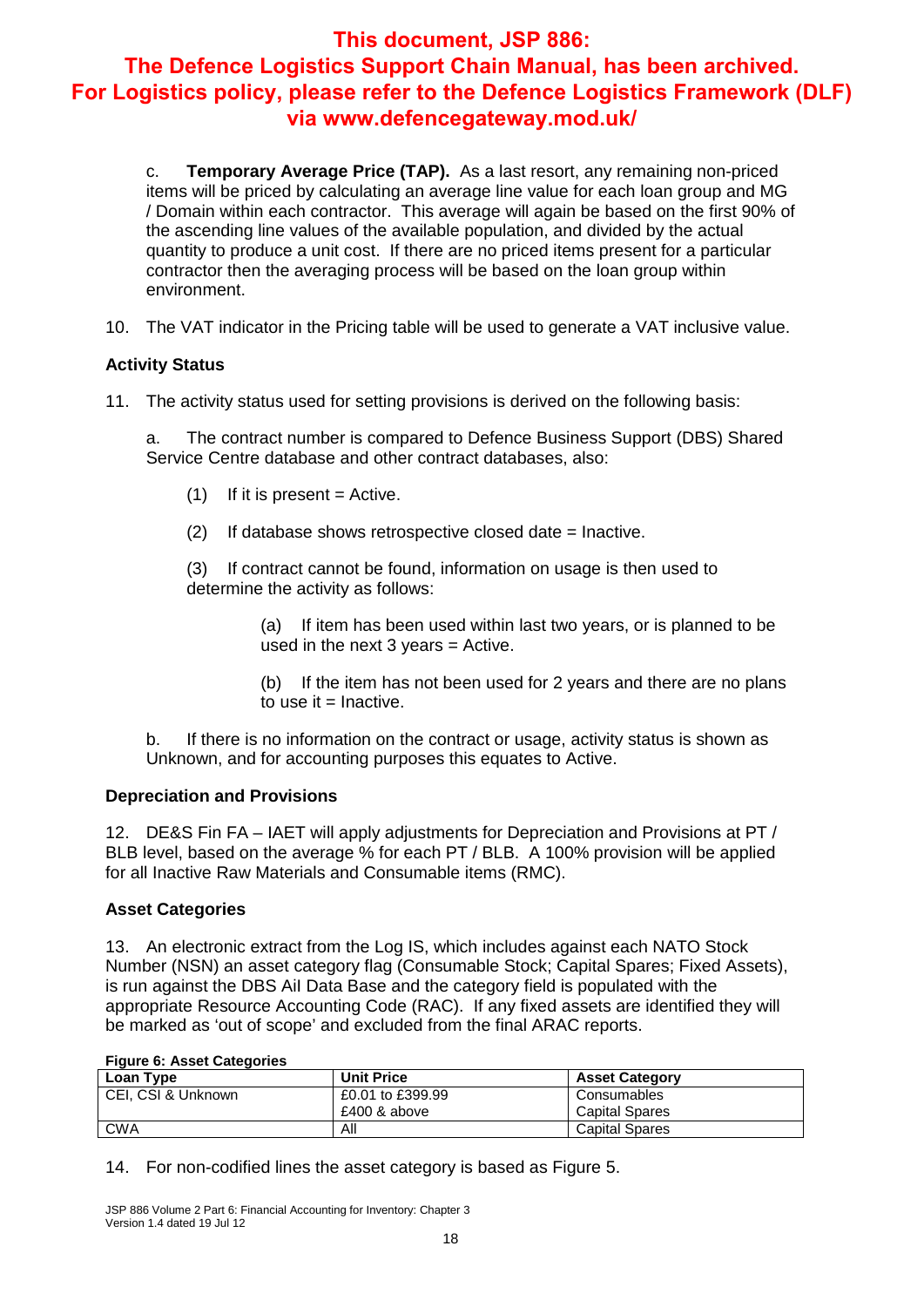**This document, JSP 886: The Defence Logistics Support Chain Manual, has been archived. For Logistics policy, please refer to the Defence Logistics Framework (DLF) via www.defencegateway.mod.uk/**

c. **Temporary Average Price (TAP).** As a last resort, any remaining non-priced items will be priced by calculating an average line value for each loan group and MG / Domain within each contractor. This average will again be based on the first 90% of the ascending line values of the available population, and divided by the actual quantity to produce a unit cost. If there are no priced items present for a particular contractor then the averaging process will be based on the loan group within environment.

10. The VAT indicator in the Pricing table will be used to generate a VAT inclusive value.

### Activity Status

11. The activity status used for setting provisions is derived on the following basis:

a. The contract number is compared to Defence Business Support (DBS) Shared Service Centre database and other contract databases, also:

(1) If it is present = Active.

(2) If database shows retrospective closed date = Inactive.

(3) If contract cannot be found, information on usage is then used to determine the activity as follows:

(a) If item has been used within last two years, or is planned to be used in the next 3 years = Active.

(b) If the item has not been used for 2 years and there are no plans to use it = Inactive.

b. If there is no information on the contract or usage, activity status is shown as Unknown, and for accounting purposes this equates to Active.

### Depreciation and Provisions

12. DE&S Fin FA – IAET will apply adjustments for Depreciation and Provisions at PT / BLB level, based on the average % for each PT / BLB. A 100% provision will be applied for all Inactive Raw Materials and Consumable items (RMC).

### Asset Categories

13. An electronic extract from the Log IS, which includes against each NATO Stock Number (NSN) an asset category flag (Consumable Stock; Capital Spares; Fixed Assets), is run against the DBS AiI Data Base and the category field is populated with the appropriate Resource Accounting Code (RAC). If any fixed assets are identified they will be marked as 'out of scope' and excluded from the final ARAC reports.

**Figure 6: Asset Categories**

| Loan Type | Unit Price | Asset Category |
|---|---|---|
| CEI, CSI & Unknown | £0.01 to £399.99 | Consumables |
| | £400 & above | Capital Spares |
| CWA | All | Capital Spares |

14. For non-codified lines the asset category is based as Figure 5.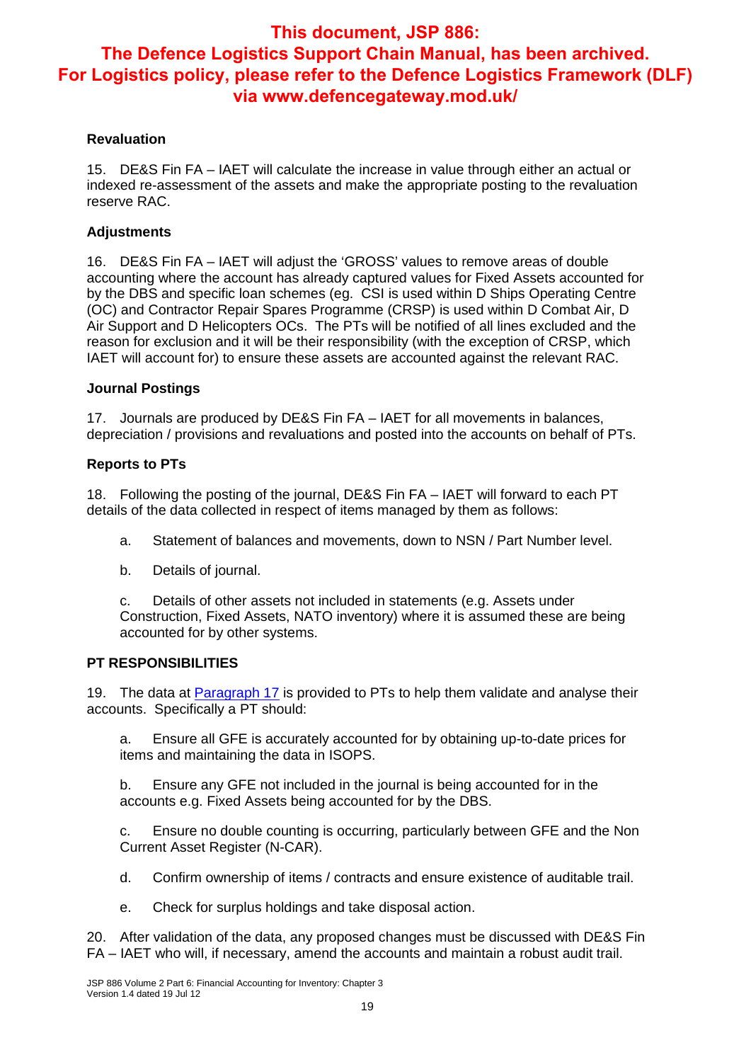**This document, JSP 886: The Defence Logistics Support Chain Manual, has been archived. For Logistics policy, please refer to the Defence Logistics Framework (DLF) via www.defencegateway.mod.uk/**

### Revaluation

15. DE&S Fin FA – IAET will calculate the increase in value through either an actual or indexed re-assessment of the assets and make the appropriate posting to the revaluation reserve RAC.

### Adjustments

16. DE&S Fin FA – IAET will adjust the 'GROSS' values to remove areas of double accounting where the account has already captured values for Fixed Assets accounted for by the DBS and specific loan schemes (eg. CSI is used within D Ships Operating Centre (OC) and Contractor Repair Spares Programme (CRSP) is used within D Combat Air, D Air Support and D Helicopters OCs. The PTs will be notified of all lines excluded and the reason for exclusion and it will be their responsibility (with the exception of CRSP, which IAET will account for) to ensure these assets are accounted against the relevant RAC.

### Journal Postings

17. Journals are produced by DE&S Fin FA – IAET for all movements in balances, depreciation / provisions and revaluations and posted into the accounts on behalf of PTs.

### Reports to PTs

18. Following the posting of the journal, DE&S Fin FA – IAET will forward to each PT details of the data collected in respect of items managed by them as follows:

a. Statement of balances and movements, down to NSN / Part Number level.

b. Details of journal.

c. Details of other assets not included in statements (e.g. Assets under Construction, Fixed Assets, NATO inventory) where it is assumed these are being accounted for by other systems.

## PT RESPONSIBILITIES

19. The data at Paragraph 17 is provided to PTs to help them validate and analyse their accounts. Specifically a PT should:

a. Ensure all GFE is accurately accounted for by obtaining up-to-date prices for items and maintaining the data in ISOPS.

b. Ensure any GFE not included in the journal is being accounted for in the accounts e.g. Fixed Assets being accounted for by the DBS.

c. Ensure no double counting is occurring, particularly between GFE and the Non Current Asset Register (N-CAR).

d. Confirm ownership of items / contracts and ensure existence of auditable trail.

e. Check for surplus holdings and take disposal action.

20. After validation of the data, any proposed changes must be discussed with DE&S Fin FA – IAET who will, if necessary, amend the accounts and maintain a robust audit trail.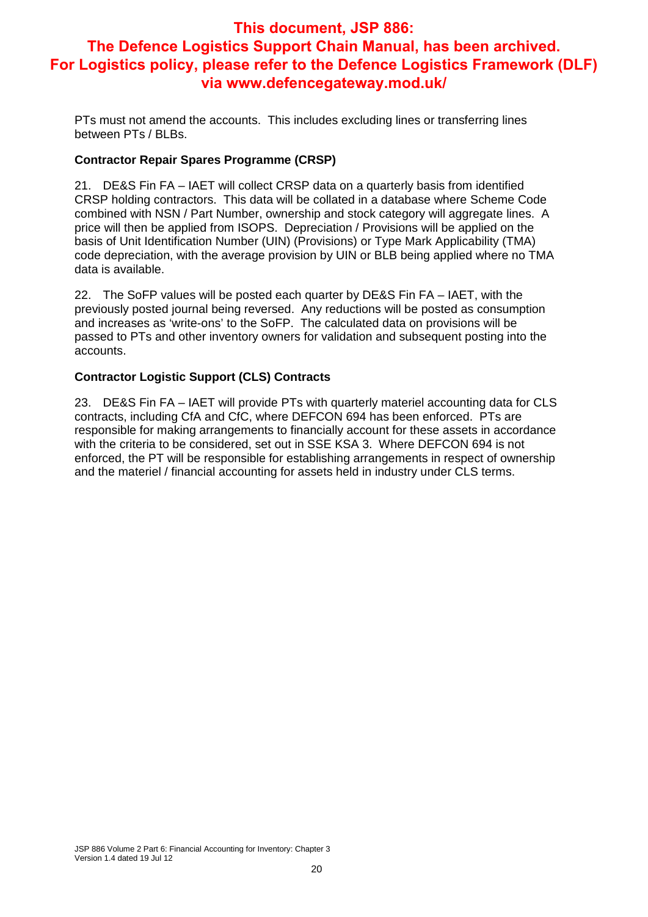**This document, JSP 886: The Defence Logistics Support Chain Manual, has been archived. For Logistics policy, please refer to the Defence Logistics Framework (DLF) via www.defencegateway.mod.uk/**

PTs must not amend the accounts. This includes excluding lines or transferring lines between PTs / BLBs.

**Contractor Repair Spares Programme (CRSP)**

21. DE&S Fin FA – IAET will collect CRSP data on a quarterly basis from identified CRSP holding contractors. This data will be collated in a database where Scheme Code combined with NSN / Part Number, ownership and stock category will aggregate lines. A price will then be applied from ISOPS. Depreciation / Provisions will be applied on the basis of Unit Identification Number (UIN) (Provisions) or Type Mark Applicability (TMA) code depreciation, with the average provision by UIN or BLB being applied where no TMA data is available.

22. The SoFP values will be posted each quarter by DE&S Fin FA – IAET, with the previously posted journal being reversed. Any reductions will be posted as consumption and increases as 'write-ons' to the SoFP. The calculated data on provisions will be passed to PTs and other inventory owners for validation and subsequent posting into the accounts.

**Contractor Logistic Support (CLS) Contracts**

23. DE&S Fin FA – IAET will provide PTs with quarterly materiel accounting data for CLS contracts, including CfA and CfC, where DEFCON 694 has been enforced. PTs are responsible for making arrangements to financially account for these assets in accordance with the criteria to be considered, set out in SSE KSA 3. Where DEFCON 694 is not enforced, the PT will be responsible for establishing arrangements in respect of ownership and the materiel / financial accounting for assets held in industry under CLS terms.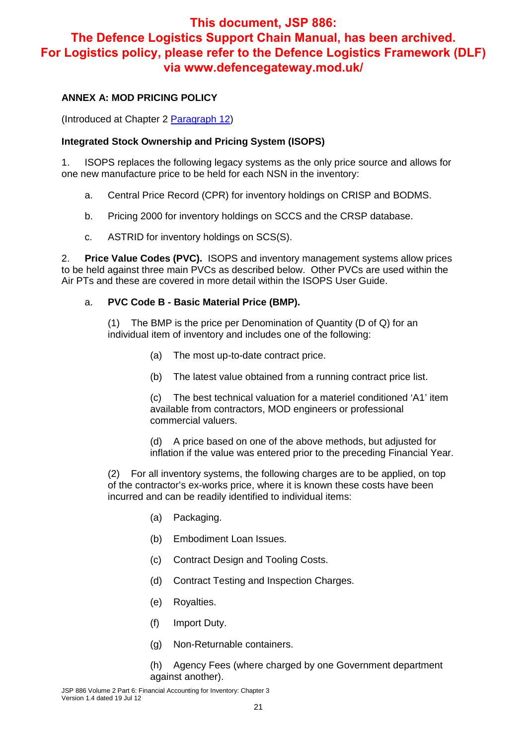**This document, JSP 886: The Defence Logistics Support Chain Manual, has been archived. For Logistics policy, please refer to the Defence Logistics Framework (DLF) via www.defencegateway.mod.uk/**

## ANNEX A: MOD PRICING POLICY

(Introduced at Chapter 2 Paragraph 12)

### Integrated Stock Ownership and Pricing System (ISOPS)

1. ISOPS replaces the following legacy systems as the only price source and allows for one new manufacture price to be held for each NSN in the inventory:

   a. Central Price Record (CPR) for inventory holdings on CRISP and BODMS.

   b. Pricing 2000 for inventory holdings on SCCS and the CRSP database.

   c. ASTRID for inventory holdings on SCS(S).

2. **Price Value Codes (PVC).** ISOPS and inventory management systems allow prices to be held against three main PVCs as described below. Other PVCs are used within the Air PTs and these are covered in more detail within the ISOPS User Guide.

   a. **PVC Code B - Basic Material Price (BMP).**

      (1) The BMP is the price per Denomination of Quantity (D of Q) for an individual item of inventory and includes one of the following:

         (a) The most up-to-date contract price.

         (b) The latest value obtained from a running contract price list.

         (c) The best technical valuation for a materiel conditioned 'A1' item available from contractors, MOD engineers or professional commercial valuers.

         (d) A price based on one of the above methods, but adjusted for inflation if the value was entered prior to the preceding Financial Year.

      (2) For all inventory systems, the following charges are to be applied, on top of the contractor's ex-works price, where it is known these costs have been incurred and can be readily identified to individual items:

         (a) Packaging.

         (b) Embodiment Loan Issues.

         (c) Contract Design and Tooling Costs.

         (d) Contract Testing and Inspection Charges.

         (e) Royalties.

         (f) Import Duty.

         (g) Non-Returnable containers.

         (h) Agency Fees (where charged by one Government department against another).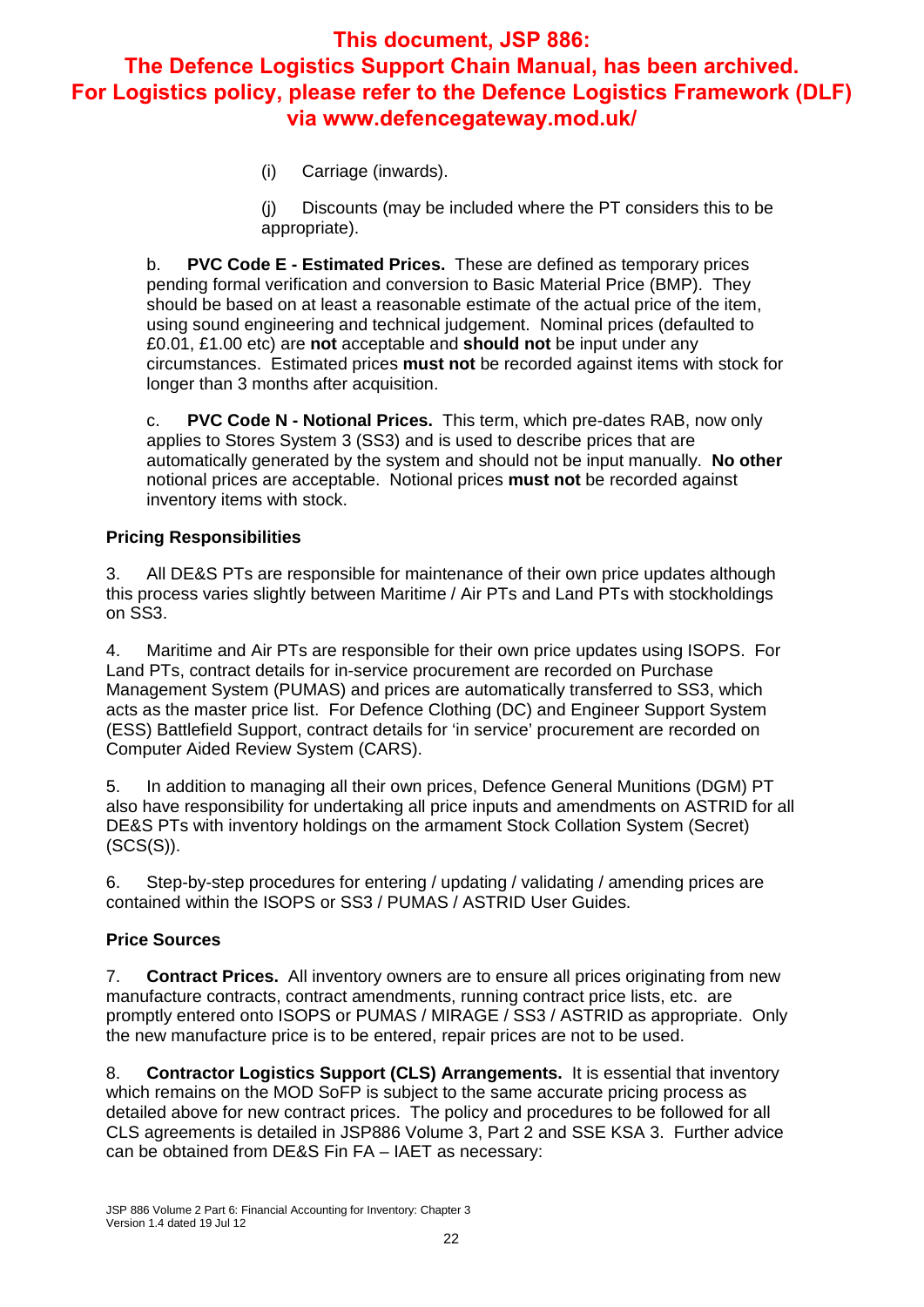**This document, JSP 886: The Defence Logistics Support Chain Manual, has been archived. For Logistics policy, please refer to the Defence Logistics Framework (DLF) via www.defencegateway.mod.uk/**

(i) Carriage (inwards).

(j) Discounts (may be included where the PT considers this to be appropriate).

b. **PVC Code E - Estimated Prices.** These are defined as temporary prices pending formal verification and conversion to Basic Material Price (BMP). They should be based on at least a reasonable estimate of the actual price of the item, using sound engineering and technical judgement. Nominal prices (defaulted to £0.01, £1.00 etc) are **not** acceptable and **should not** be input under any circumstances. Estimated prices **must not** be recorded against items with stock for longer than 3 months after acquisition.

c. **PVC Code N - Notional Prices.** This term, which pre-dates RAB, now only applies to Stores System 3 (SS3) and is used to describe prices that are automatically generated by the system and should not be input manually. **No other** notional prices are acceptable. Notional prices **must not** be recorded against inventory items with stock.

### Pricing Responsibilities

3. All DE&S PTs are responsible for maintenance of their own price updates although this process varies slightly between Maritime / Air PTs and Land PTs with stockholdings on SS3.

4. Maritime and Air PTs are responsible for their own price updates using ISOPS. For Land PTs, contract details for in-service procurement are recorded on Purchase Management System (PUMAS) and prices are automatically transferred to SS3, which acts as the master price list. For Defence Clothing (DC) and Engineer Support System (ESS) Battlefield Support, contract details for 'in service' procurement are recorded on Computer Aided Review System (CARS).

5. In addition to managing all their own prices, Defence General Munitions (DGM) PT also have responsibility for undertaking all price inputs and amendments on ASTRID for all DE&S PTs with inventory holdings on the armament Stock Collation System (Secret) (SCS(S)).

6. Step-by-step procedures for entering / updating / validating / amending prices are contained within the ISOPS or SS3 / PUMAS / ASTRID User Guides.

### Price Sources

7. **Contract Prices.** All inventory owners are to ensure all prices originating from new manufacture contracts, contract amendments, running contract price lists, etc. are promptly entered onto ISOPS or PUMAS / MIRAGE / SS3 / ASTRID as appropriate. Only the new manufacture price is to be entered, repair prices are not to be used.

8. **Contractor Logistics Support (CLS) Arrangements.** It is essential that inventory which remains on the MOD SoFP is subject to the same accurate pricing process as detailed above for new contract prices. The policy and procedures to be followed for all CLS agreements is detailed in JSP886 Volume 3, Part 2 and SSE KSA 3. Further advice can be obtained from DE&S Fin FA – IAET as necessary: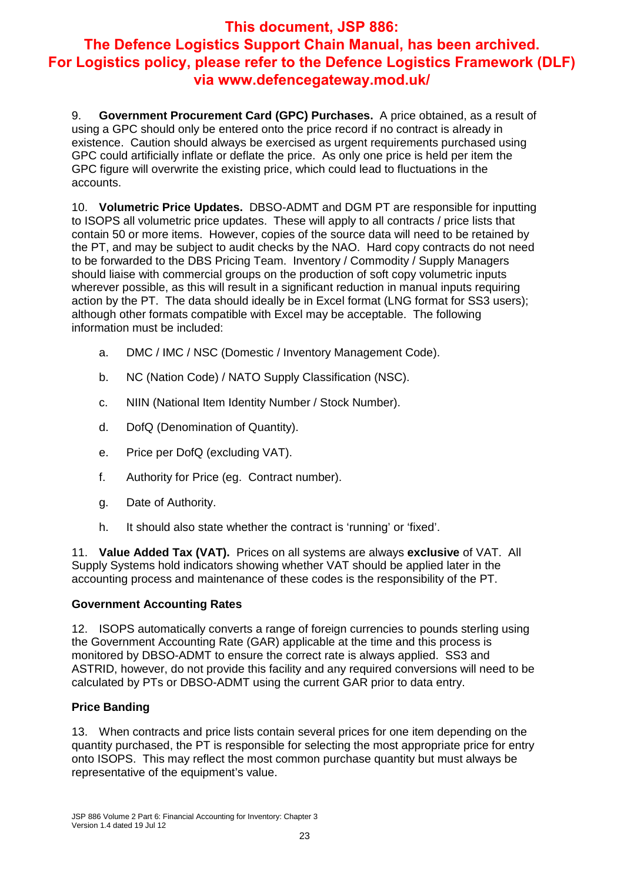**This document, JSP 886: The Defence Logistics Support Chain Manual, has been archived. For Logistics policy, please refer to the Defence Logistics Framework (DLF) via www.defencegateway.mod.uk/**

9. **Government Procurement Card (GPC) Purchases.** A price obtained, as a result of using a GPC should only be entered onto the price record if no contract is already in existence. Caution should always be exercised as urgent requirements purchased using GPC could artificially inflate or deflate the price. As only one price is held per item the GPC figure will overwrite the existing price, which could lead to fluctuations in the accounts.

10. **Volumetric Price Updates.** DBSO-ADMT and DGM PT are responsible for inputting to ISOPS all volumetric price updates. These will apply to all contracts / price lists that contain 50 or more items. However, copies of the source data will need to be retained by the PT, and may be subject to audit checks by the NAO. Hard copy contracts do not need to be forwarded to the DBS Pricing Team. Inventory / Commodity / Supply Managers should liaise with commercial groups on the production of soft copy volumetric inputs wherever possible, as this will result in a significant reduction in manual inputs requiring action by the PT. The data should ideally be in Excel format (LNG format for SS3 users); although other formats compatible with Excel may be acceptable. The following information must be included:

a. DMC / IMC / NSC (Domestic / Inventory Management Code).

b. NC (Nation Code) / NATO Supply Classification (NSC).

c. NIIN (National Item Identity Number / Stock Number).

d. DofQ (Denomination of Quantity).

e. Price per DofQ (excluding VAT).

f. Authority for Price (eg. Contract number).

g. Date of Authority.

h. It should also state whether the contract is 'running' or 'fixed'.

11. **Value Added Tax (VAT).** Prices on all systems are always **exclusive** of VAT. All Supply Systems hold indicators showing whether VAT should be applied later in the accounting process and maintenance of these codes is the responsibility of the PT.

### Government Accounting Rates

12. ISOPS automatically converts a range of foreign currencies to pounds sterling using the Government Accounting Rate (GAR) applicable at the time and this process is monitored by DBSO-ADMT to ensure the correct rate is always applied. SS3 and ASTRID, however, do not provide this facility and any required conversions will need to be calculated by PTs or DBSO-ADMT using the current GAR prior to data entry.

### Price Banding

13. When contracts and price lists contain several prices for one item depending on the quantity purchased, the PT is responsible for selecting the most appropriate price for entry onto ISOPS. This may reflect the most common purchase quantity but must always be representative of the equipment's value.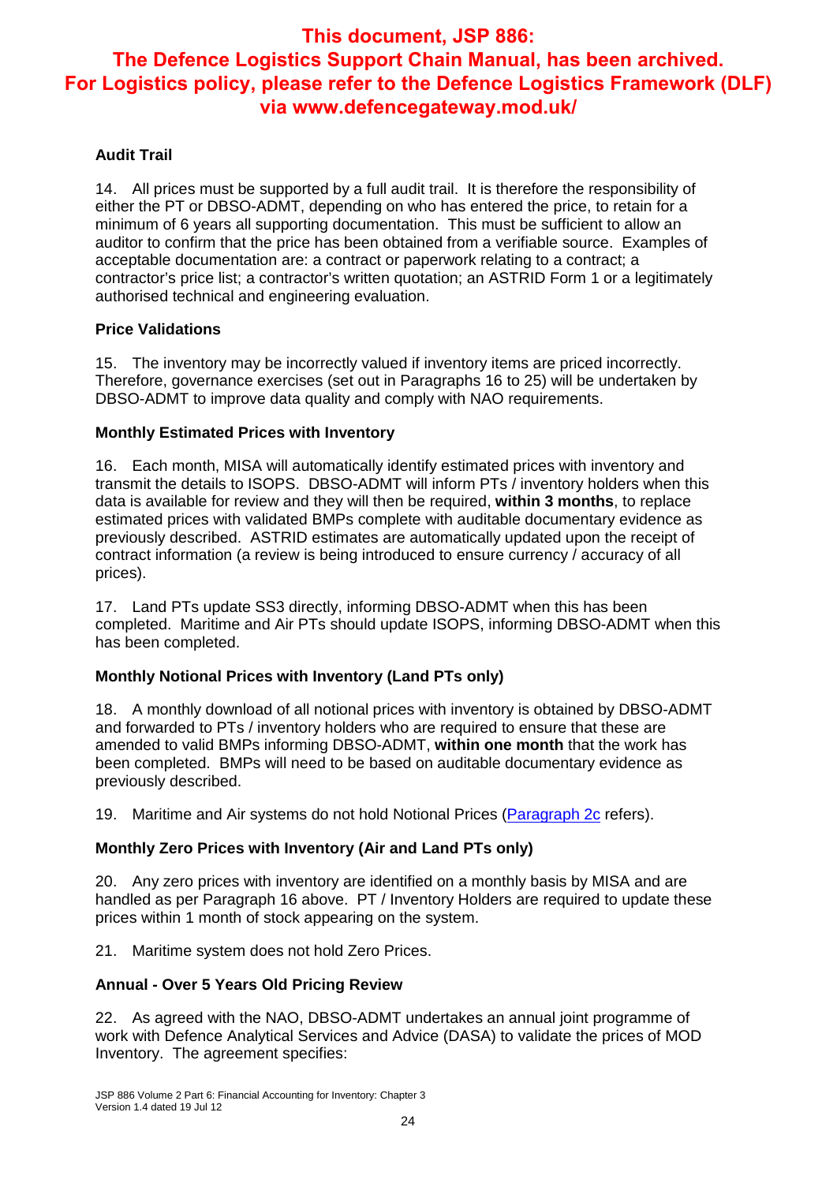**This document, JSP 886: The Defence Logistics Support Chain Manual, has been archived. For Logistics policy, please refer to the Defence Logistics Framework (DLF) via www.defencegateway.mod.uk/**

### Audit Trail

14. All prices must be supported by a full audit trail. It is therefore the responsibility of either the PT or DBSO-ADMT, depending on who has entered the price, to retain for a minimum of 6 years all supporting documentation. This must be sufficient to allow an auditor to confirm that the price has been obtained from a verifiable source. Examples of acceptable documentation are: a contract or paperwork relating to a contract; a contractor's price list; a contractor's written quotation; an ASTRID Form 1 or a legitimately authorised technical and engineering evaluation.

### Price Validations

15. The inventory may be incorrectly valued if inventory items are priced incorrectly. Therefore, governance exercises (set out in Paragraphs 16 to 25) will be undertaken by DBSO-ADMT to improve data quality and comply with NAO requirements.

### Monthly Estimated Prices with Inventory

16. Each month, MISA will automatically identify estimated prices with inventory and transmit the details to ISOPS. DBSO-ADMT will inform PTs / inventory holders when this data is available for review and they will then be required, **within 3 months**, to replace estimated prices with validated BMPs complete with auditable documentary evidence as previously described. ASTRID estimates are automatically updated upon the receipt of contract information (a review is being introduced to ensure currency / accuracy of all prices).

17. Land PTs update SS3 directly, informing DBSO-ADMT when this has been completed. Maritime and Air PTs should update ISOPS, informing DBSO-ADMT when this has been completed.

### Monthly Notional Prices with Inventory (Land PTs only)

18. A monthly download of all notional prices with inventory is obtained by DBSO-ADMT and forwarded to PTs / inventory holders who are required to ensure that these are amended to valid BMPs informing DBSO-ADMT, **within one month** that the work has been completed. BMPs will need to be based on auditable documentary evidence as previously described.

19. Maritime and Air systems do not hold Notional Prices (Paragraph 2c refers).

### Monthly Zero Prices with Inventory (Air and Land PTs only)

20. Any zero prices with inventory are identified on a monthly basis by MISA and are handled as per Paragraph 16 above. PT / Inventory Holders are required to update these prices within 1 month of stock appearing on the system.

21. Maritime system does not hold Zero Prices.

### Annual - Over 5 Years Old Pricing Review

22. As agreed with the NAO, DBSO-ADMT undertakes an annual joint programme of work with Defence Analytical Services and Advice (DASA) to validate the prices of MOD Inventory. The agreement specifies: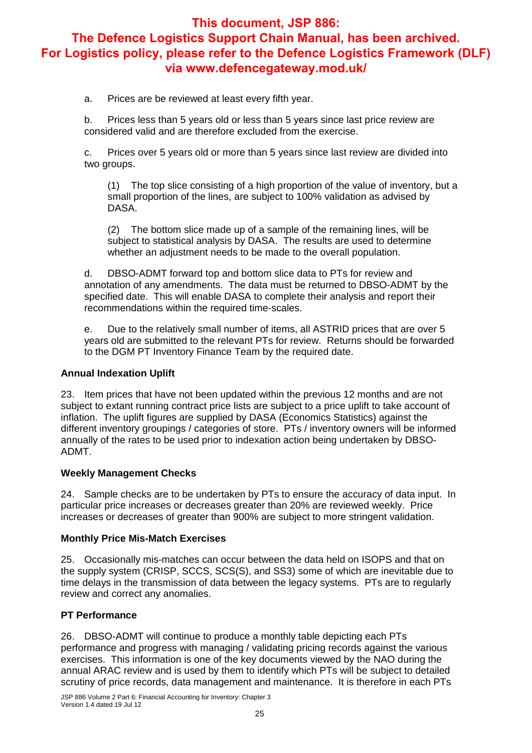a. Prices are be reviewed at least every fifth year.

b. Prices less than 5 years old or less than 5 years since last price review are considered valid and are therefore excluded from the exercise.

c. Prices over 5 years old or more than 5 years since last review are divided into two groups.

(1) The top slice consisting of a high proportion of the value of inventory, but a small proportion of the lines, are subject to 100% validation as advised by DASA.

(2) The bottom slice made up of a sample of the remaining lines, will be subject to statistical analysis by DASA. The results are used to determine whether an adjustment needs to be made to the overall population.

d. DBSO-ADMT forward top and bottom slice data to PTs for review and annotation of any amendments. The data must be returned to DBSO-ADMT by the specified date. This will enable DASA to complete their analysis and report their recommendations within the required time-scales.

e. Due to the relatively small number of items, all ASTRID prices that are over 5 years old are submitted to the relevant PTs for review. Returns should be forwarded to the DGM PT Inventory Finance Team by the required date.

**Annual Indexation Uplift**

23. Item prices that have not been updated within the previous 12 months and are not subject to extant running contract price lists are subject to a price uplift to take account of inflation. The uplift figures are supplied by DASA (Economics Statistics) against the different inventory groupings / categories of store. PTs / inventory owners will be informed annually of the rates to be used prior to indexation action being undertaken by DBSO-ADMT.

**Weekly Management Checks**

24. Sample checks are to be undertaken by PTs to ensure the accuracy of data input. In particular price increases or decreases greater than 20% are reviewed weekly. Price increases or decreases of greater than 900% are subject to more stringent validation.

**Monthly Price Mis-Match Exercises**

25. Occasionally mis-matches can occur between the data held on ISOPS and that on the supply system (CRISP, SCCS, SCS(S), and SS3) some of which are inevitable due to time delays in the transmission of data between the legacy systems. PTs are to regularly review and correct any anomalies.

**PT Performance**

26. DBSO-ADMT will continue to produce a monthly table depicting each PTs performance and progress with managing / validating pricing records against the various exercises. This information is one of the key documents viewed by the NAO during the annual ARAC review and is used by them to identify which PTs will be subject to detailed scrutiny of price records, data management and maintenance. It is therefore in each PTs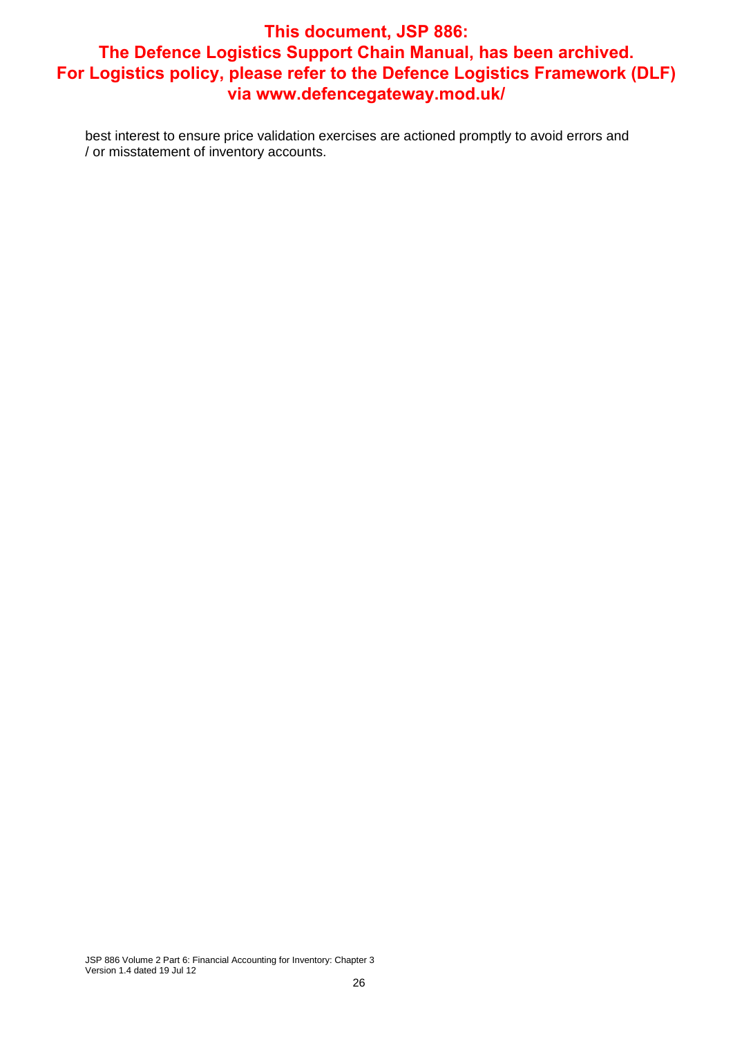**This document, JSP 886: The Defence Logistics Support Chain Manual, has been archived. For Logistics policy, please refer to the Defence Logistics Framework (DLF) via www.defencegateway.mod.uk/**

best interest to ensure price validation exercises are actioned promptly to avoid errors and / or misstatement of inventory accounts.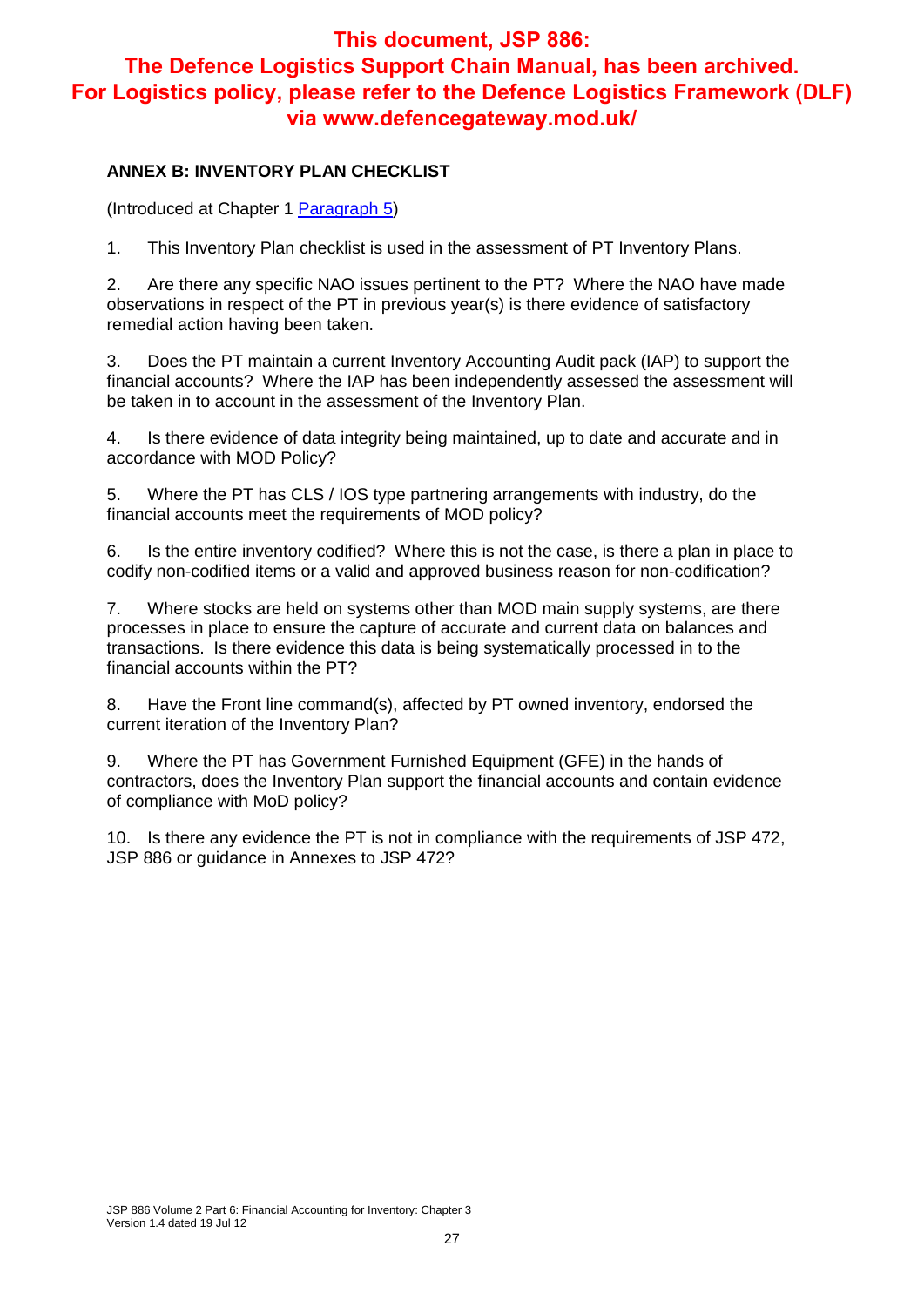**This document, JSP 886: The Defence Logistics Support Chain Manual, has been archived. For Logistics policy, please refer to the Defence Logistics Framework (DLF) via www.defencegateway.mod.uk/**

## ANNEX B: INVENTORY PLAN CHECKLIST

(Introduced at Chapter 1 Paragraph 5)

1. This Inventory Plan checklist is used in the assessment of PT Inventory Plans.

2. Are there any specific NAO issues pertinent to the PT? Where the NAO have made observations in respect of the PT in previous year(s) is there evidence of satisfactory remedial action having been taken.

3. Does the PT maintain a current Inventory Accounting Audit pack (IAP) to support the financial accounts? Where the IAP has been independently assessed the assessment will be taken in to account in the assessment of the Inventory Plan.

4. Is there evidence of data integrity being maintained, up to date and accurate and in accordance with MOD Policy?

5. Where the PT has CLS / IOS type partnering arrangements with industry, do the financial accounts meet the requirements of MOD policy?

6. Is the entire inventory codified? Where this is not the case, is there a plan in place to codify non-codified items or a valid and approved business reason for non-codification?

7. Where stocks are held on systems other than MOD main supply systems, are there processes in place to ensure the capture of accurate and current data on balances and transactions. Is there evidence this data is being systematically processed in to the financial accounts within the PT?

8. Have the Front line command(s), affected by PT owned inventory, endorsed the current iteration of the Inventory Plan?

9. Where the PT has Government Furnished Equipment (GFE) in the hands of contractors, does the Inventory Plan support the financial accounts and contain evidence of compliance with MoD policy?

10. Is there any evidence the PT is not in compliance with the requirements of JSP 472, JSP 886 or guidance in Annexes to JSP 472?

JSP 886 Volume 2 Part 6: Financial Accounting for Inventory: Chapter 3
Version 1.4 dated 19 Jul 12